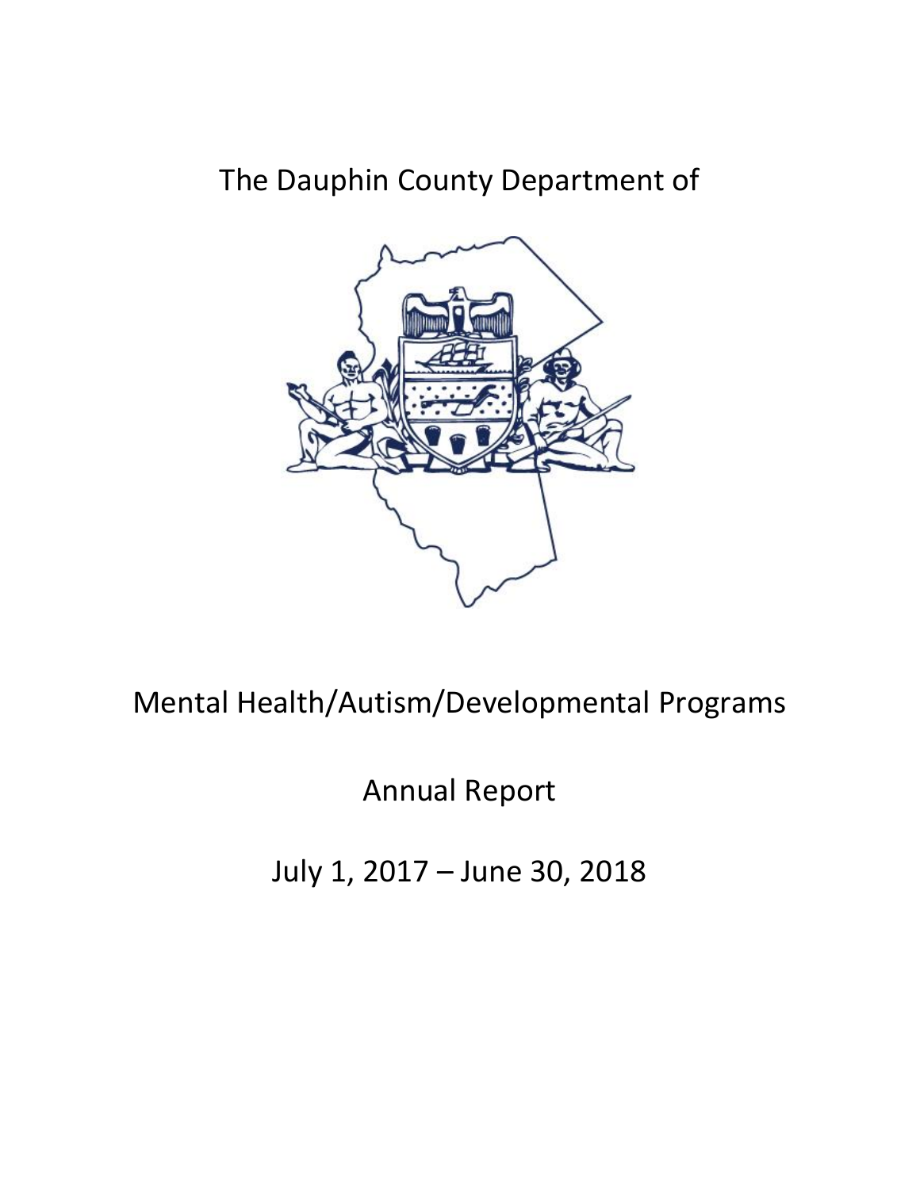# The Dauphin County Department of

# Mental Health/Autism/Developmental Programs

## Annual Report

## July 1, 2017 – June 30, 2018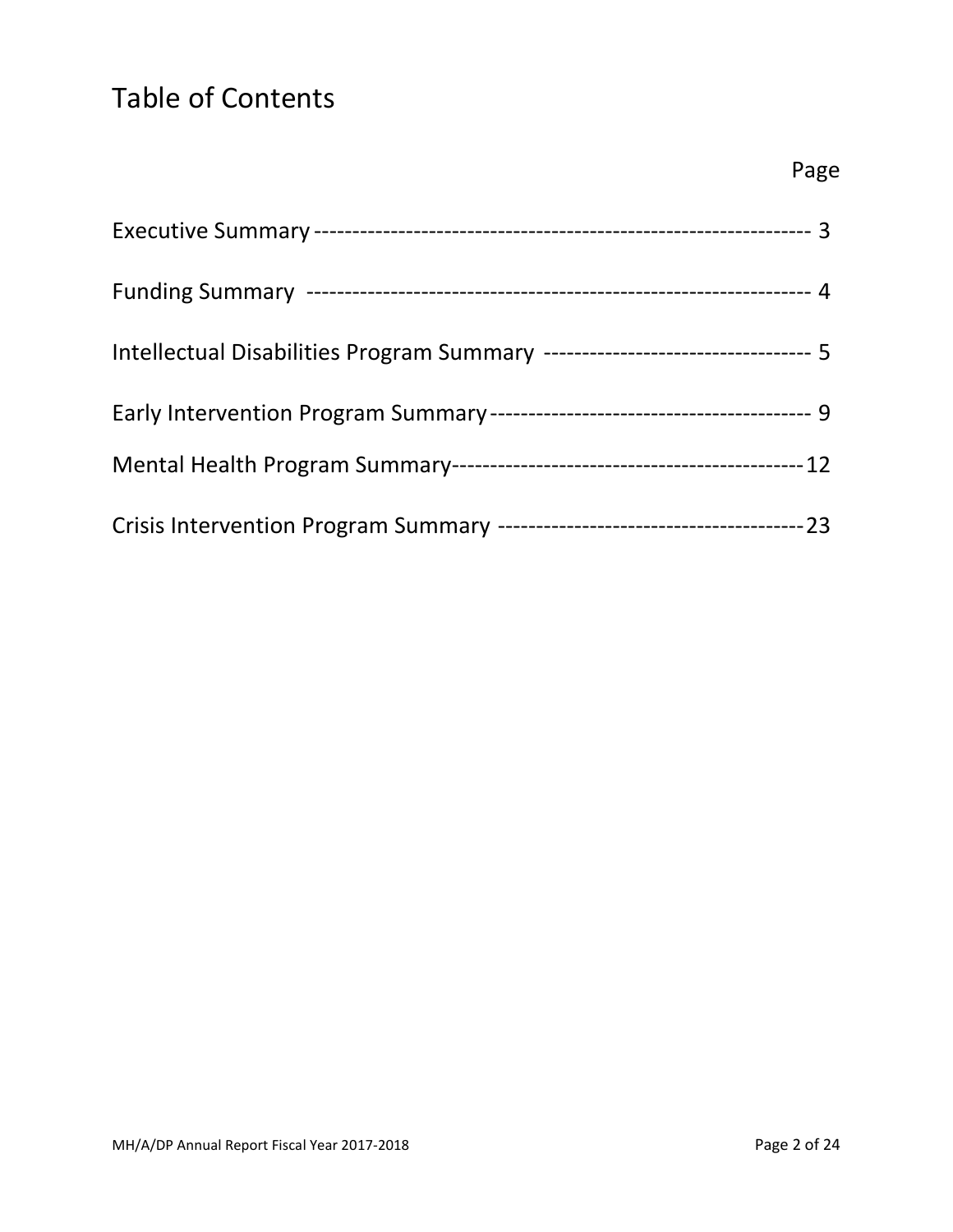# Table of Contents

| | Page |
|---|---|
| Executive Summary | 3 |
| Funding Summary | 4 |
| Intellectual Disabilities Program Summary | 5 |
| Early Intervention Program Summary | 9 |
| Mental Health Program Summary | 12 |
| Crisis Intervention Program Summary | 23 |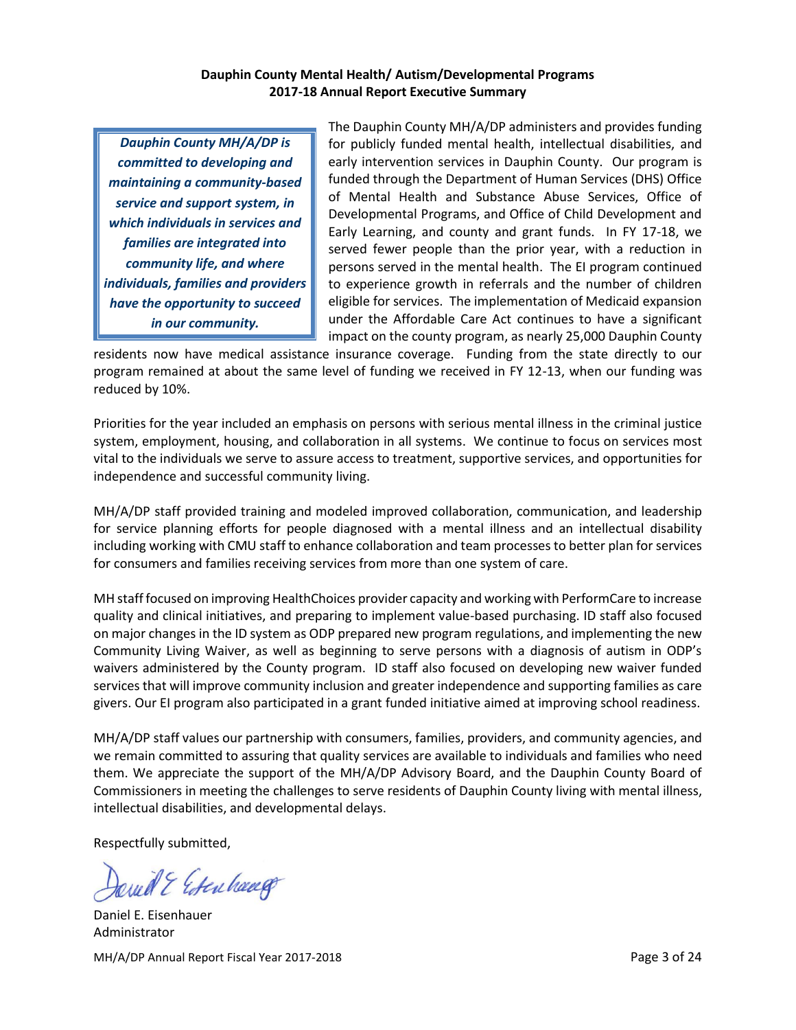**Dauphin County Mental Health/ Autism/Developmental Programs**
**2017-18 Annual Report Executive Summary**

> ***Dauphin County MH/A/DP is committed to developing and maintaining a community-based service and support system, in which individuals in services and families are integrated into community life, and where individuals, families and providers have the opportunity to succeed in our community.***

The Dauphin County MH/A/DP administers and provides funding for publicly funded mental health, intellectual disabilities, and early intervention services in Dauphin County. Our program is funded through the Department of Human Services (DHS) Office of Mental Health and Substance Abuse Services, Office of Developmental Programs, and Office of Child Development and Early Learning, and county and grant funds. In FY 17-18, we served fewer people than the prior year, with a reduction in persons served in the mental health. The EI program continued to experience growth in referrals and the number of children eligible for services. The implementation of Medicaid expansion under the Affordable Care Act continues to have a significant impact on the county program, as nearly 25,000 Dauphin County residents now have medical assistance insurance coverage. Funding from the state directly to our program remained at about the same level of funding we received in FY 12-13, when our funding was reduced by 10%.

Priorities for the year included an emphasis on persons with serious mental illness in the criminal justice system, employment, housing, and collaboration in all systems. We continue to focus on services most vital to the individuals we serve to assure access to treatment, supportive services, and opportunities for independence and successful community living.

MH/A/DP staff provided training and modeled improved collaboration, communication, and leadership for service planning efforts for people diagnosed with a mental illness and an intellectual disability including working with CMU staff to enhance collaboration and team processes to better plan for services for consumers and families receiving services from more than one system of care.

MH staff focused on improving HealthChoices provider capacity and working with PerformCare to increase quality and clinical initiatives, and preparing to implement value-based purchasing. ID staff also focused on major changes in the ID system as ODP prepared new program regulations, and implementing the new Community Living Waiver, as well as beginning to serve persons with a diagnosis of autism in ODP's waivers administered by the County program. ID staff also focused on developing new waiver funded services that will improve community inclusion and greater independence and supporting families as care givers. Our EI program also participated in a grant funded initiative aimed at improving school readiness.

MH/A/DP staff values our partnership with consumers, families, providers, and community agencies, and we remain committed to assuring that quality services are available to individuals and families who need them. We appreciate the support of the MH/A/DP Advisory Board, and the Dauphin County Board of Commissioners in meeting the challenges to serve residents of Dauphin County living with mental illness, intellectual disabilities, and developmental delays.

Respectfully submitted,

Daniel E. Eisenhauer
Administrator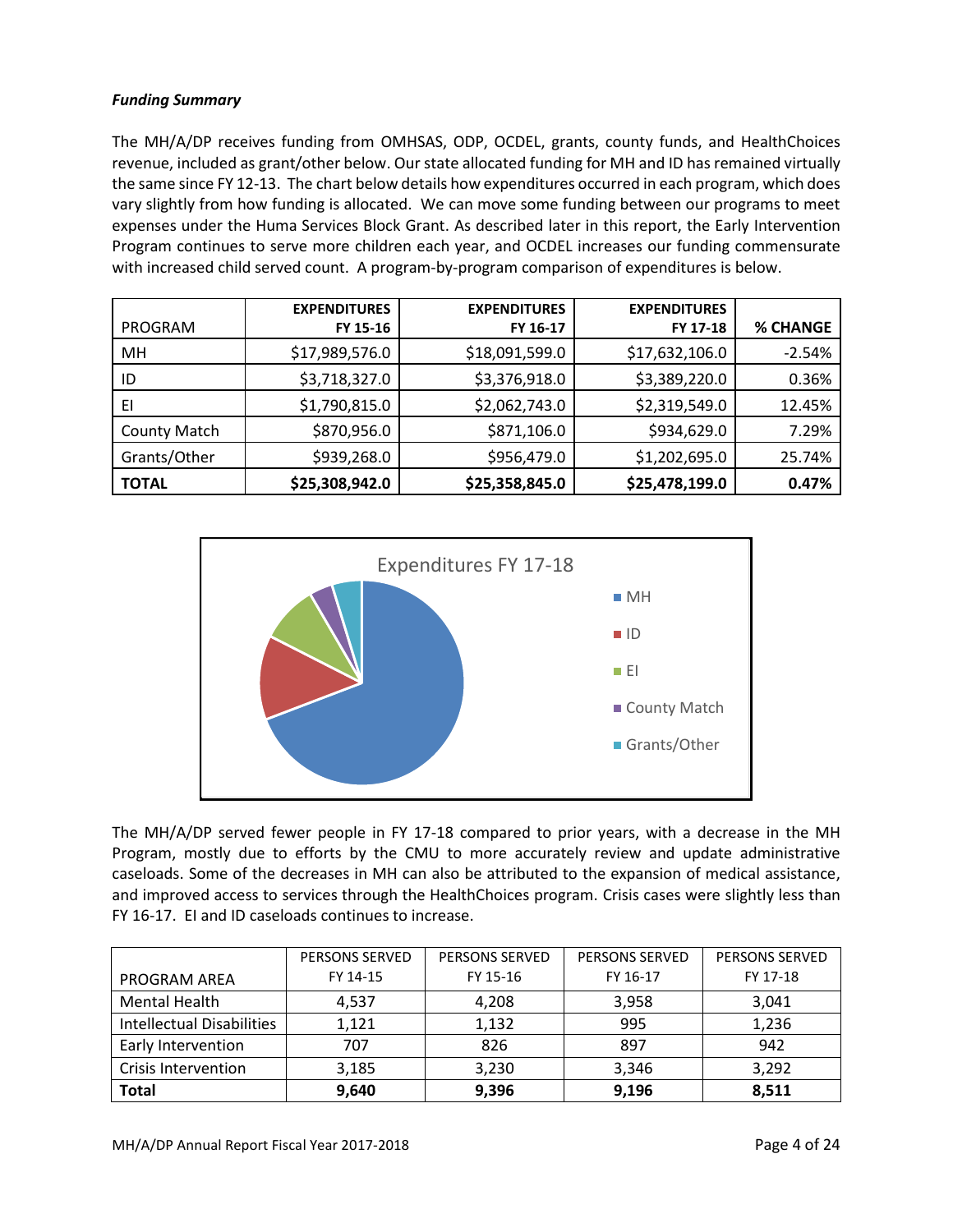***Funding Summary***

The MH/A/DP receives funding from OMHSAS, ODP, OCDEL, grants, county funds, and HealthChoices revenue, included as grant/other below. Our state allocated funding for MH and ID has remained virtually the same since FY 12-13. The chart below details how expenditures occurred in each program, which does vary slightly from how funding is allocated. We can move some funding between our programs to meet expenses under the Huma Services Block Grant. As described later in this report, the Early Intervention Program continues to serve more children each year, and OCDEL increases our funding commensurate with increased child served count. A program-by-program comparison of expenditures is below.

| PROGRAM | EXPENDITURES FY 15-16 | EXPENDITURES FY 16-17 | EXPENDITURES FY 17-18 | % CHANGE |
|---|---|---|---|---|
| MH | $17,989,576.0 | $18,091,599.0 | $17,632,106.0 | -2.54% |
| ID | $3,718,327.0 | $3,376,918.0 | $3,389,220.0 | 0.36% |
| EI | $1,790,815.0 | $2,062,743.0 | $2,319,549.0 | 12.45% |
| County Match | $870,956.0 | $871,106.0 | $934,629.0 | 7.29% |
| Grants/Other | $939,268.0 | $956,479.0 | $1,202,695.0 | 25.74% |
| **TOTAL** | **$25,308,942.0** | **$25,358,845.0** | **$25,478,199.0** | **0.47%** |

Expenditures FY 17-18

The MH/A/DP served fewer people in FY 17-18 compared to prior years, with a decrease in the MH Program, mostly due to efforts by the CMU to more accurately review and update administrative caseloads. Some of the decreases in MH can also be attributed to the expansion of medical assistance, and improved access to services through the HealthChoices program. Crisis cases were slightly less than FY 16-17. EI and ID caseloads continues to increase.

| PROGRAM AREA | PERSONS SERVED FY 14-15 | PERSONS SERVED FY 15-16 | PERSONS SERVED FY 16-17 | PERSONS SERVED FY 17-18 |
|---|---|---|---|---|
| Mental Health | 4,537 | 4,208 | 3,958 | 3,041 |
| Intellectual Disabilities | 1,121 | 1,132 | 995 | 1,236 |
| Early Intervention | 707 | 826 | 897 | 942 |
| Crisis Intervention | 3,185 | 3,230 | 3,346 | 3,292 |
| **Total** | **9,640** | **9,396** | **9,196** | **8,511** |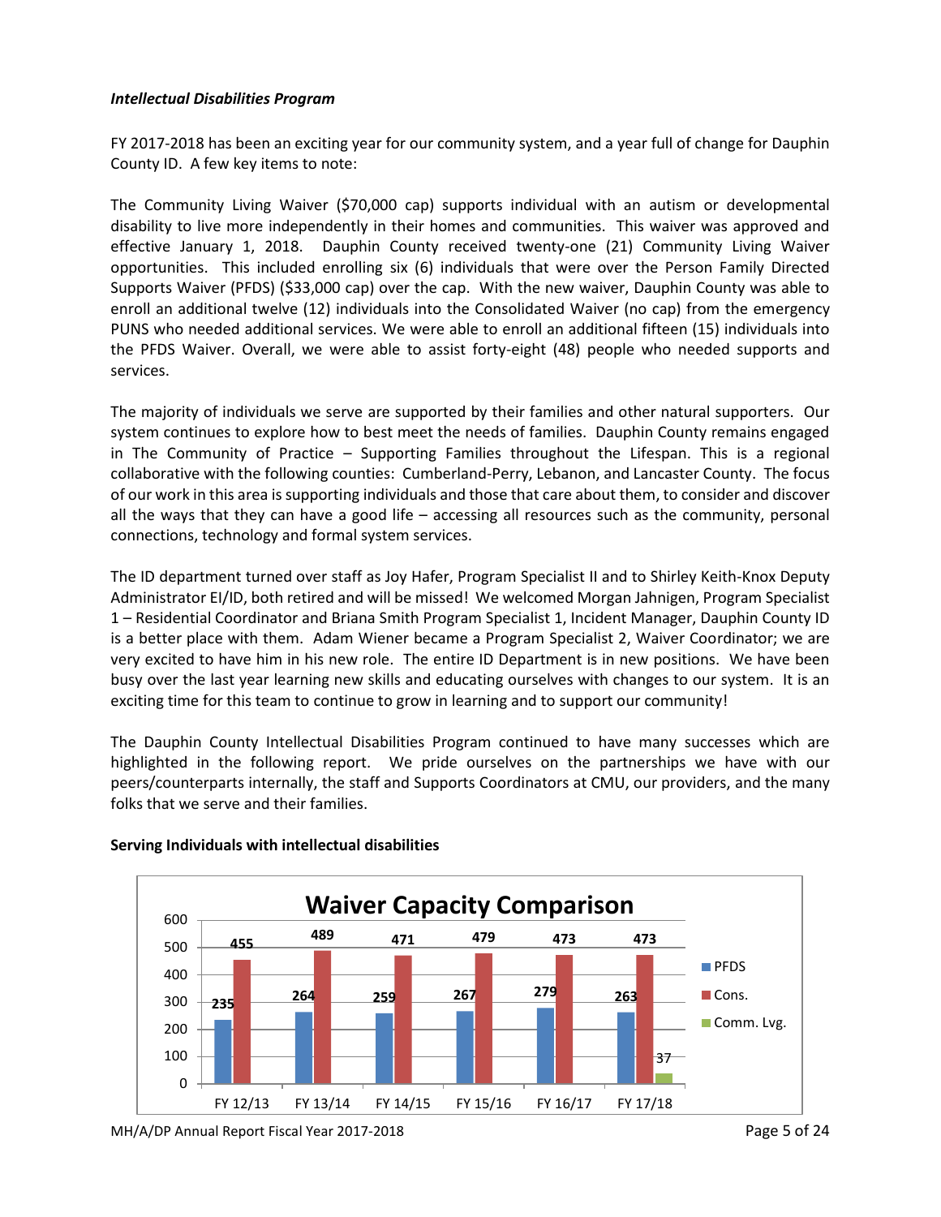### *Intellectual Disabilities Program*

FY 2017-2018 has been an exciting year for our community system, and a year full of change for Dauphin County ID. A few key items to note:

The Community Living Waiver ($70,000 cap) supports individual with an autism or developmental disability to live more independently in their homes and communities. This waiver was approved and effective January 1, 2018. Dauphin County received twenty-one (21) Community Living Waiver opportunities. This included enrolling six (6) individuals that were over the Person Family Directed Supports Waiver (PFDS) ($33,000 cap) over the cap. With the new waiver, Dauphin County was able to enroll an additional twelve (12) individuals into the Consolidated Waiver (no cap) from the emergency PUNS who needed additional services. We were able to enroll an additional fifteen (15) individuals into the PFDS Waiver. Overall, we were able to assist forty-eight (48) people who needed supports and services.

The majority of individuals we serve are supported by their families and other natural supporters. Our system continues to explore how to best meet the needs of families. Dauphin County remains engaged in The Community of Practice – Supporting Families throughout the Lifespan. This is a regional collaborative with the following counties: Cumberland-Perry, Lebanon, and Lancaster County. The focus of our work in this area is supporting individuals and those that care about them, to consider and discover all the ways that they can have a good life – accessing all resources such as the community, personal connections, technology and formal system services.

The ID department turned over staff as Joy Hafer, Program Specialist II and to Shirley Keith-Knox Deputy Administrator EI/ID, both retired and will be missed! We welcomed Morgan Jahnigen, Program Specialist 1 – Residential Coordinator and Briana Smith Program Specialist 1, Incident Manager, Dauphin County ID is a better place with them. Adam Wiener became a Program Specialist 2, Waiver Coordinator; we are very excited to have him in his new role. The entire ID Department is in new positions. We have been busy over the last year learning new skills and educating ourselves with changes to our system. It is an exciting time for this team to continue to grow in learning and to support our community!

The Dauphin County Intellectual Disabilities Program continued to have many successes which are highlighted in the following report. We pride ourselves on the partnerships we have with our peers/counterparts internally, the staff and Supports Coordinators at CMU, our providers, and the many folks that we serve and their families.

**Serving Individuals with intellectual disabilities**

**Waiver Capacity Comparison**

| | FY 12/13 | FY 13/14 | FY 14/15 | FY 15/16 | FY 16/17 | FY 17/18 |
|---|---|---|---|---|---|---|
| PFDS | 235 | 264 | 259 | 267 | 279 | 263 |
| Cons. | 455 | 489 | 471 | 479 | 473 | 473 |
| Comm. Lvg. | | | | | | 37 |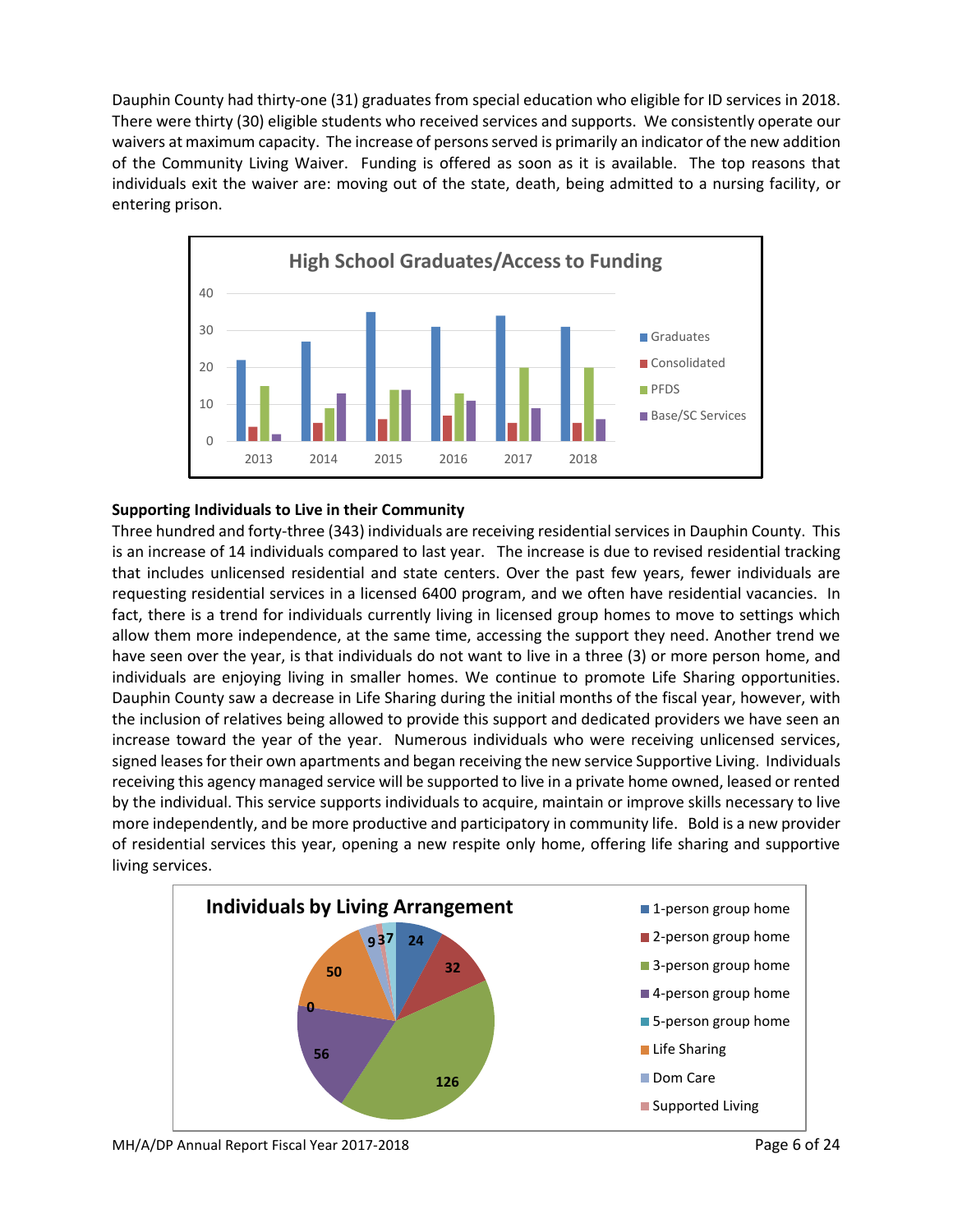Dauphin County had thirty-one (31) graduates from special education who eligible for ID services in 2018. There were thirty (30) eligible students who received services and supports. We consistently operate our waivers at maximum capacity. The increase of persons served is primarily an indicator of the new addition of the Community Living Waiver. Funding is offered as soon as it is available. The top reasons that individuals exit the waiver are: moving out of the state, death, being admitted to a nursing facility, or entering prison.

**High School Graduates/Access to Funding**

| Year | Graduates | Consolidated | PFDS | Base/SC Services |
|---|---|---|---|---|
| 2013 | 22 | 4 | 15 | 2 |
| 2014 | 27 | 5 | 9 | 13 |
| 2015 | 35 | 6 | 14 | 14 |
| 2016 | 31 | 7 | 13 | 11 |
| 2017 | 34 | 5 | 20 | 9 |
| 2018 | 31 | 5 | 20 | 6 |

**Supporting Individuals to Live in their Community**

Three hundred and forty-three (343) individuals are receiving residential services in Dauphin County. This is an increase of 14 individuals compared to last year. The increase is due to revised residential tracking that includes unlicensed residential and state centers. Over the past few years, fewer individuals are requesting residential services in a licensed 6400 program, and we often have residential vacancies. In fact, there is a trend for individuals currently living in licensed group homes to move to settings which allow them more independence, at the same time, accessing the support they need. Another trend we have seen over the year, is that individuals do not want to live in a three (3) or more person home, and individuals are enjoying living in smaller homes. We continue to promote Life Sharing opportunities. Dauphin County saw a decrease in Life Sharing during the initial months of the fiscal year, however, with the inclusion of relatives being allowed to provide this support and dedicated providers we have seen an increase toward the year of the year. Numerous individuals who were receiving unlicensed services, signed leases for their own apartments and began receiving the new service Supportive Living. Individuals receiving this agency managed service will be supported to live in a private home owned, leased or rented by the individual. This service supports individuals to acquire, maintain or improve skills necessary to live more independently, and be more productive and participatory in community life. Bold is a new provider of residential services this year, opening a new respite only home, offering life sharing and supportive living services.

**Individuals by Living Arrangement**

| Living Arrangement | Individuals |
|---|---|
| 1-person group home | 24 |
| 2-person group home | 32 |
| 3-person group home | 126 |
| 4-person group home | 56 |
| 5-person group home | 0 |
| Life Sharing | 50 |
| Dom Care | 9 |
| Supported Living | 3 |
| (unlabeled) | 7 |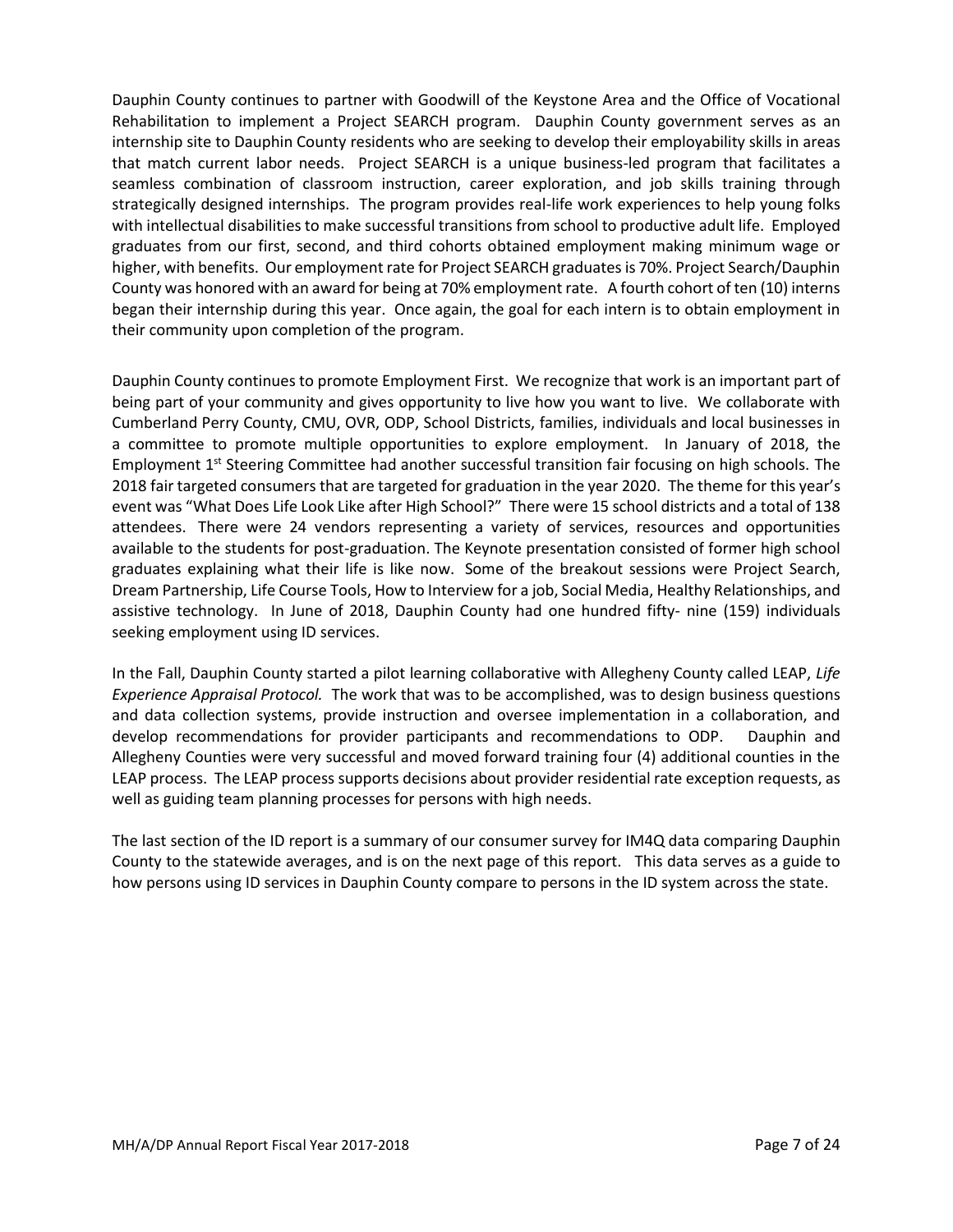Dauphin County continues to partner with Goodwill of the Keystone Area and the Office of Vocational Rehabilitation to implement a Project SEARCH program. Dauphin County government serves as an internship site to Dauphin County residents who are seeking to develop their employability skills in areas that match current labor needs. Project SEARCH is a unique business-led program that facilitates a seamless combination of classroom instruction, career exploration, and job skills training through strategically designed internships. The program provides real-life work experiences to help young folks with intellectual disabilities to make successful transitions from school to productive adult life. Employed graduates from our first, second, and third cohorts obtained employment making minimum wage or higher, with benefits. Our employment rate for Project SEARCH graduates is 70%. Project Search/Dauphin County was honored with an award for being at 70% employment rate. A fourth cohort of ten (10) interns began their internship during this year. Once again, the goal for each intern is to obtain employment in their community upon completion of the program.

Dauphin County continues to promote Employment First. We recognize that work is an important part of being part of your community and gives opportunity to live how you want to live. We collaborate with Cumberland Perry County, CMU, OVR, ODP, School Districts, families, individuals and local businesses in a committee to promote multiple opportunities to explore employment. In January of 2018, the Employment 1st Steering Committee had another successful transition fair focusing on high schools. The 2018 fair targeted consumers that are targeted for graduation in the year 2020. The theme for this year's event was "What Does Life Look Like after High School?" There were 15 school districts and a total of 138 attendees. There were 24 vendors representing a variety of services, resources and opportunities available to the students for post-graduation. The Keynote presentation consisted of former high school graduates explaining what their life is like now. Some of the breakout sessions were Project Search, Dream Partnership, Life Course Tools, How to Interview for a job, Social Media, Healthy Relationships, and assistive technology. In June of 2018, Dauphin County had one hundred fifty- nine (159) individuals seeking employment using ID services.

In the Fall, Dauphin County started a pilot learning collaborative with Allegheny County called LEAP, *Life Experience Appraisal Protocol.* The work that was to be accomplished, was to design business questions and data collection systems, provide instruction and oversee implementation in a collaboration, and develop recommendations for provider participants and recommendations to ODP. Dauphin and Allegheny Counties were very successful and moved forward training four (4) additional counties in the LEAP process. The LEAP process supports decisions about provider residential rate exception requests, as well as guiding team planning processes for persons with high needs.

The last section of the ID report is a summary of our consumer survey for IM4Q data comparing Dauphin County to the statewide averages, and is on the next page of this report. This data serves as a guide to how persons using ID services in Dauphin County compare to persons in the ID system across the state.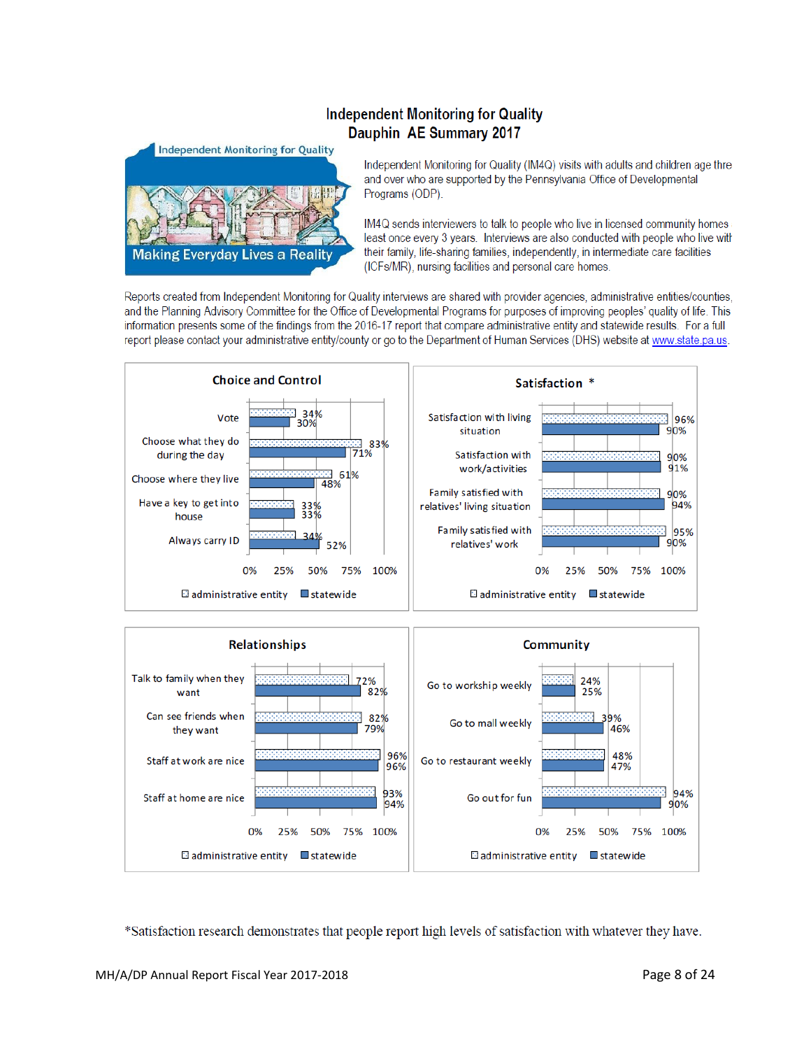# Independent Monitoring for Quality
## Dauphin AE Summary 2017

Independent Monitoring for Quality

Making Everyday Lives a Reality

Independent Monitoring for Quality (IM4Q) visits with adults and children age thre and over who are supported by the Pennsylvania Office of Developmental Programs (ODP).

IM4Q sends interviewers to talk to people who live in licensed community homes least once every 3 years. Interviews are also conducted with people who live wit their family, life-sharing families, independently, in intermediate care facilities (ICFs/MR), nursing facilities and personal care homes.

Reports created from Independent Monitoring for Quality interviews are shared with provider agencies, administrative entities/counties, and the Planning Advisory Committee for the Office of Developmental Programs for purposes of improving peoples' quality of life. This information presents some of the findings from the 2016-17 report that compare administrative entity and statewide results. For a full report please contact your administrative entity/county or go to the Department of Human Services (DHS) website at www.state.pa.us.

### Choice and Control

| | administrative entity | statewide |
|---|---|---|
| Vote | 34% | 30% |
| Choose what they do during the day | 83% | 71% |
| Choose where they live | 61% | 48% |
| Have a key to get into house | 33% | 33% |
| Always carry ID | 34% | 52% |

### Satisfaction *

| | administrative entity | statewide |
|---|---|---|
| Satisfaction with living situation | 96% | 90% |
| Satisfaction with work/activities | 90% | 91% |
| Family satisfied with relatives' living situation | 90% | 94% |
| Family satisfied with relatives' work | 95% | 90% |

### Relationships

| | administrative entity | statewide |
|---|---|---|
| Talk to family when they want | 72% | 82% |
| Can see friends when they want | 82% | 79% |
| Staff at work are nice | 96% | 96% |
| Staff at home are nice | 93% | 94% |

### Community

| | administrative entity | statewide |
|---|---|---|
| Go to workship weekly | 24% | 25% |
| Go to mall weekly | 39% | 46% |
| Go to restaurant weekly | 48% | 47% |
| Go out for fun | 94% | 90% |

*Satisfaction research demonstrates that people report high levels of satisfaction with whatever they have.

MH/A/DP Annual Report Fiscal Year 2017-2018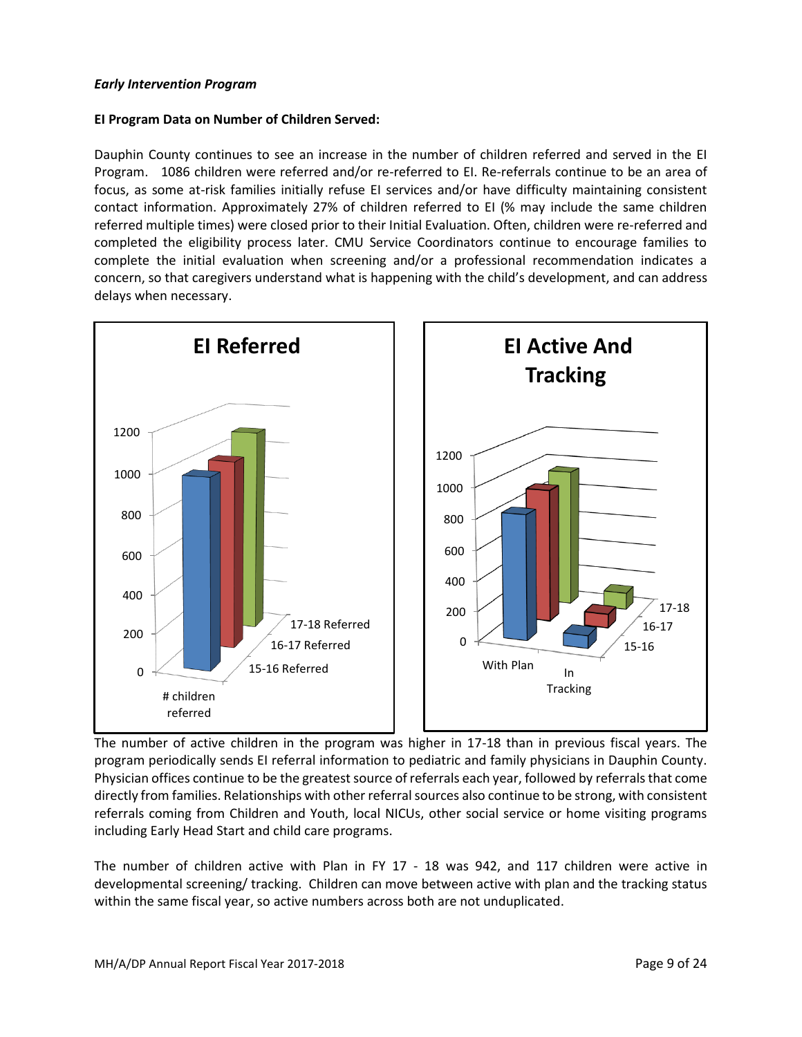***Early Intervention Program***

**EI Program Data on Number of Children Served:**

Dauphin County continues to see an increase in the number of children referred and served in the EI Program. 1086 children were referred and/or re-referred to EI. Re-referrals continue to be an area of focus, as some at-risk families initially refuse EI services and/or have difficulty maintaining consistent contact information. Approximately 27% of children referred to EI (% may include the same children referred multiple times) were closed prior to their Initial Evaluation. Often, children were re-referred and completed the eligibility process later. CMU Service Coordinators continue to encourage families to complete the initial evaluation when screening and/or a professional recommendation indicates a concern, so that caregivers understand what is happening with the child's development, and can address delays when necessary.

The number of active children in the program was higher in 17-18 than in previous fiscal years. The program periodically sends EI referral information to pediatric and family physicians in Dauphin County. Physician offices continue to be the greatest source of referrals each year, followed by referrals that come directly from families. Relationships with other referral sources also continue to be strong, with consistent referrals coming from Children and Youth, local NICUs, other social service or home visiting programs including Early Head Start and child care programs.

The number of children active with Plan in FY 17 - 18 was 942, and 117 children were active in developmental screening/ tracking. Children can move between active with plan and the tracking status within the same fiscal year, so active numbers across both are not unduplicated.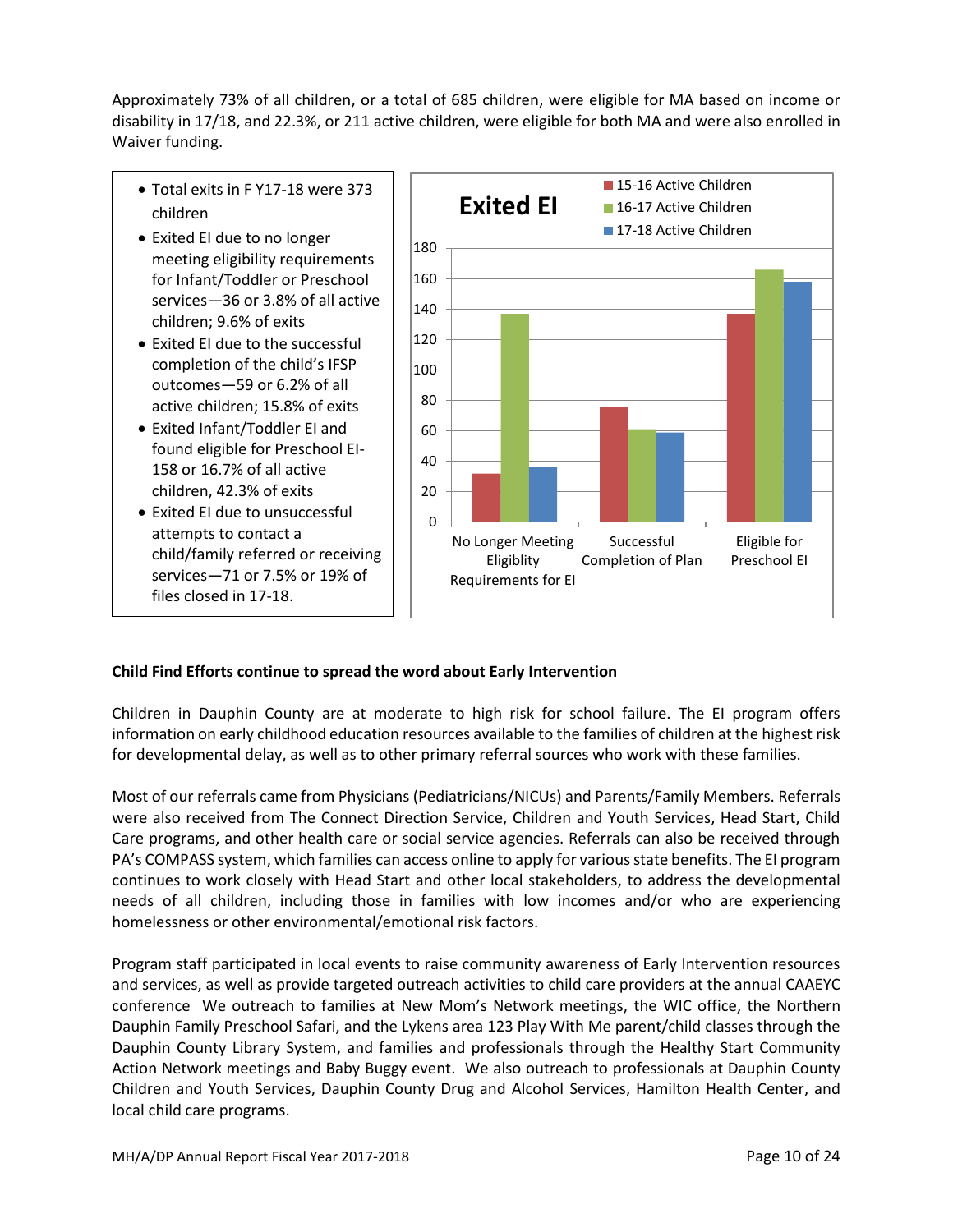Approximately 73% of all children, or a total of 685 children, were eligible for MA based on income or disability in 17/18, and 22.3%, or 211 active children, were eligible for both MA and were also enrolled in Waiver funding.

- Total exits in F Y17-18 were 373 children
- Exited EI due to no longer meeting eligibility requirements for Infant/Toddler or Preschool services—36 or 3.8% of all active children; 9.6% of exits
- Exited EI due to the successful completion of the child's IFSP outcomes—59 or 6.2% of all active children; 15.8% of exits
- Exited Infant/Toddler EI and found eligible for Preschool EI-158 or 16.7% of all active children, 42.3% of exits
- Exited EI due to unsuccessful attempts to contact a child/family referred or receiving services—71 or 7.5% or 19% of files closed in 17-18.

**Exited EI**

| | 15-16 Active Children | 16-17 Active Children | 17-18 Active Children |
|---|---|---|---|
| No Longer Meeting Eligiblity Requirements for EI | 32 | 137 | 36 |
| Successful Completion of Plan | 76 | 61 | 59 |
| Eligible for Preschool EI | 137 | 166 | 158 |

**Child Find Efforts continue to spread the word about Early Intervention**

Children in Dauphin County are at moderate to high risk for school failure. The EI program offers information on early childhood education resources available to the families of children at the highest risk for developmental delay, as well as to other primary referral sources who work with these families.

Most of our referrals came from Physicians (Pediatricians/NICUs) and Parents/Family Members. Referrals were also received from The Connect Direction Service, Children and Youth Services, Head Start, Child Care programs, and other health care or social service agencies. Referrals can also be received through PA's COMPASS system, which families can access online to apply for various state benefits. The EI program continues to work closely with Head Start and other local stakeholders, to address the developmental needs of all children, including those in families with low incomes and/or who are experiencing homelessness or other environmental/emotional risk factors.

Program staff participated in local events to raise community awareness of Early Intervention resources and services, as well as provide targeted outreach activities to child care providers at the annual CAAEYC conference We outreach to families at New Mom's Network meetings, the WIC office, the Northern Dauphin Family Preschool Safari, and the Lykens area 123 Play With Me parent/child classes through the Dauphin County Library System, and families and professionals through the Healthy Start Community Action Network meetings and Baby Buggy event. We also outreach to professionals at Dauphin County Children and Youth Services, Dauphin County Drug and Alcohol Services, Hamilton Health Center, and local child care programs.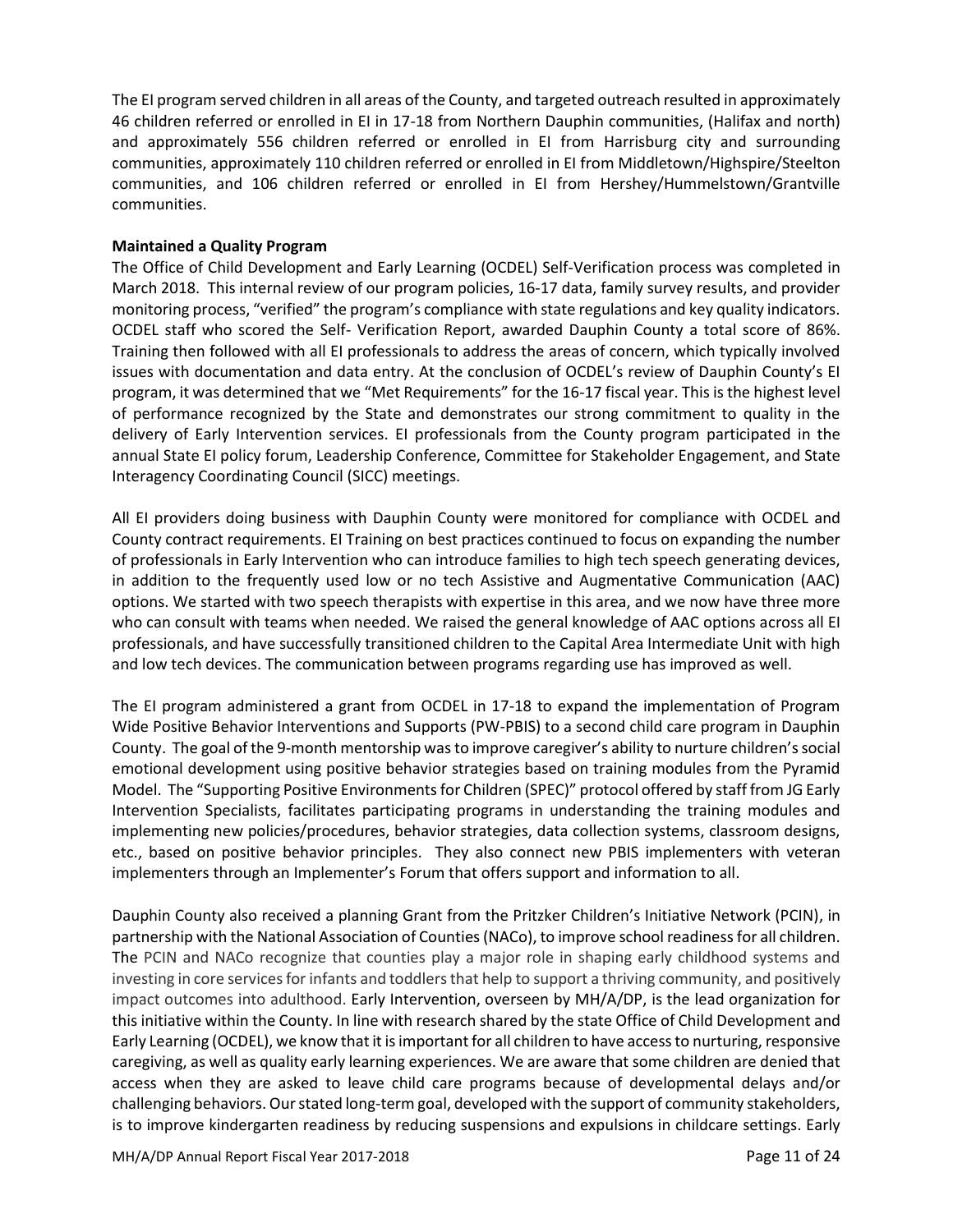The EI program served children in all areas of the County, and targeted outreach resulted in approximately 46 children referred or enrolled in EI in 17-18 from Northern Dauphin communities, (Halifax and north) and approximately 556 children referred or enrolled in EI from Harrisburg city and surrounding communities, approximately 110 children referred or enrolled in EI from Middletown/Highspire/Steelton communities, and 106 children referred or enrolled in EI from Hershey/Hummelstown/Grantville communities.

**Maintained a Quality Program**

The Office of Child Development and Early Learning (OCDEL) Self-Verification process was completed in March 2018. This internal review of our program policies, 16-17 data, family survey results, and provider monitoring process, "verified" the program's compliance with state regulations and key quality indicators. OCDEL staff who scored the Self- Verification Report, awarded Dauphin County a total score of 86%. Training then followed with all EI professionals to address the areas of concern, which typically involved issues with documentation and data entry. At the conclusion of OCDEL's review of Dauphin County's EI program, it was determined that we "Met Requirements" for the 16-17 fiscal year. This is the highest level of performance recognized by the State and demonstrates our strong commitment to quality in the delivery of Early Intervention services. EI professionals from the County program participated in the annual State EI policy forum, Leadership Conference, Committee for Stakeholder Engagement, and State Interagency Coordinating Council (SICC) meetings.

All EI providers doing business with Dauphin County were monitored for compliance with OCDEL and County contract requirements. EI Training on best practices continued to focus on expanding the number of professionals in Early Intervention who can introduce families to high tech speech generating devices, in addition to the frequently used low or no tech Assistive and Augmentative Communication (AAC) options. We started with two speech therapists with expertise in this area, and we now have three more who can consult with teams when needed. We raised the general knowledge of AAC options across all EI professionals, and have successfully transitioned children to the Capital Area Intermediate Unit with high and low tech devices. The communication between programs regarding use has improved as well.

The EI program administered a grant from OCDEL in 17-18 to expand the implementation of Program Wide Positive Behavior Interventions and Supports (PW-PBIS) to a second child care program in Dauphin County. The goal of the 9-month mentorship was to improve caregiver's ability to nurture children's social emotional development using positive behavior strategies based on training modules from the Pyramid Model. The "Supporting Positive Environments for Children (SPEC)" protocol offered by staff from JG Early Intervention Specialists, facilitates participating programs in understanding the training modules and implementing new policies/procedures, behavior strategies, data collection systems, classroom designs, etc., based on positive behavior principles. They also connect new PBIS implementers with veteran implementers through an Implementer's Forum that offers support and information to all.

Dauphin County also received a planning Grant from the Pritzker Children's Initiative Network (PCIN), in partnership with the National Association of Counties (NACo), to improve school readiness for all children. The PCIN and NACo recognize that counties play a major role in shaping early childhood systems and investing in core services for infants and toddlers that help to support a thriving community, and positively impact outcomes into adulthood. Early Intervention, overseen by MH/A/DP, is the lead organization for this initiative within the County. In line with research shared by the state Office of Child Development and Early Learning (OCDEL), we know that it is important for all children to have access to nurturing, responsive caregiving, as well as quality early learning experiences. We are aware that some children are denied that access when they are asked to leave child care programs because of developmental delays and/or challenging behaviors. Our stated long-term goal, developed with the support of community stakeholders, is to improve kindergarten readiness by reducing suspensions and expulsions in childcare settings. Early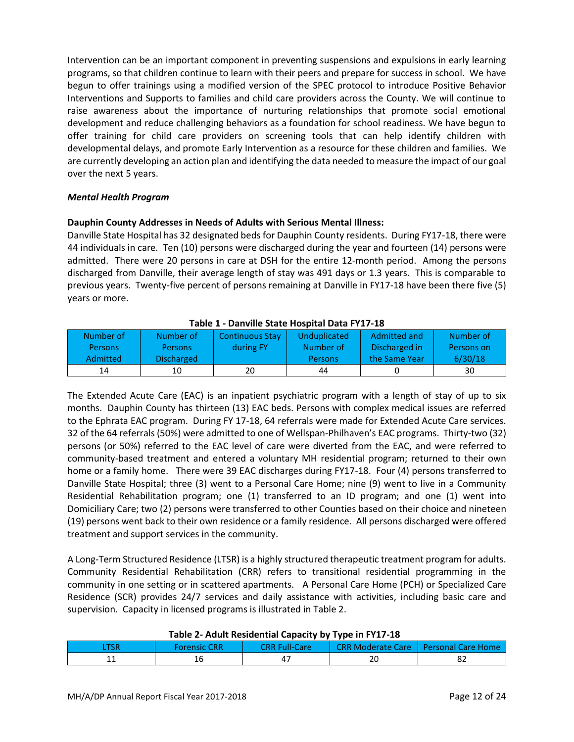Intervention can be an important component in preventing suspensions and expulsions in early learning programs, so that children continue to learn with their peers and prepare for success in school. We have begun to offer trainings using a modified version of the SPEC protocol to introduce Positive Behavior Interventions and Supports to families and child care providers across the County. We will continue to raise awareness about the importance of nurturing relationships that promote social emotional development and reduce challenging behaviors as a foundation for school readiness. We have begun to offer training for child care providers on screening tools that can help identify children with developmental delays, and promote Early Intervention as a resource for these children and families. We are currently developing an action plan and identifying the data needed to measure the impact of our goal over the next 5 years.

### *Mental Health Program*

**Dauphin County Addresses in Needs of Adults with Serious Mental Illness:**

Danville State Hospital has 32 designated beds for Dauphin County residents. During FY17-18, there were 44 individuals in care. Ten (10) persons were discharged during the year and fourteen (14) persons were admitted. There were 20 persons in care at DSH for the entire 12-month period. Among the persons discharged from Danville, their average length of stay was 491 days or 1.3 years. This is comparable to previous years. Twenty-five percent of persons remaining at Danville in FY17-18 have been there five (5) years or more.

**Table 1 - Danville State Hospital Data FY17-18**

| Number of Persons Admitted | Number of Persons Discharged | Continuous Stay during FY | Unduplicated Number of Persons | Admitted and Discharged in the Same Year | Number of Persons on 6/30/18 |
|---|---|---|---|---|---|
| 14 | 10 | 20 | 44 | 0 | 30 |

The Extended Acute Care (EAC) is an inpatient psychiatric program with a length of stay of up to six months. Dauphin County has thirteen (13) EAC beds. Persons with complex medical issues are referred to the Ephrata EAC program. During FY 17-18, 64 referrals were made for Extended Acute Care services. 32 of the 64 referrals (50%) were admitted to one of Wellspan-Philhaven's EAC programs. Thirty-two (32) persons (or 50%) referred to the EAC level of care were diverted from the EAC, and were referred to community-based treatment and entered a voluntary MH residential program; returned to their own home or a family home. There were 39 EAC discharges during FY17-18. Four (4) persons transferred to Danville State Hospital; three (3) went to a Personal Care Home; nine (9) went to live in a Community Residential Rehabilitation program; one (1) transferred to an ID program; and one (1) went into Domiciliary Care; two (2) persons were transferred to other Counties based on their choice and nineteen (19) persons went back to their own residence or a family residence. All persons discharged were offered treatment and support services in the community.

A Long-Term Structured Residence (LTSR) is a highly structured therapeutic treatment program for adults. Community Residential Rehabilitation (CRR) refers to transitional residential programming in the community in one setting or in scattered apartments. A Personal Care Home (PCH) or Specialized Care Residence (SCR) provides 24/7 services and daily assistance with activities, including basic care and supervision. Capacity in licensed programs is illustrated in Table 2.

**Table 2- Adult Residential Capacity by Type in FY17-18**

| LTSR | Forensic CRR | CRR Full-Care | CRR Moderate Care | Personal Care Home |
|---|---|---|---|---|
| 11 | 16 | 47 | 20 | 82 |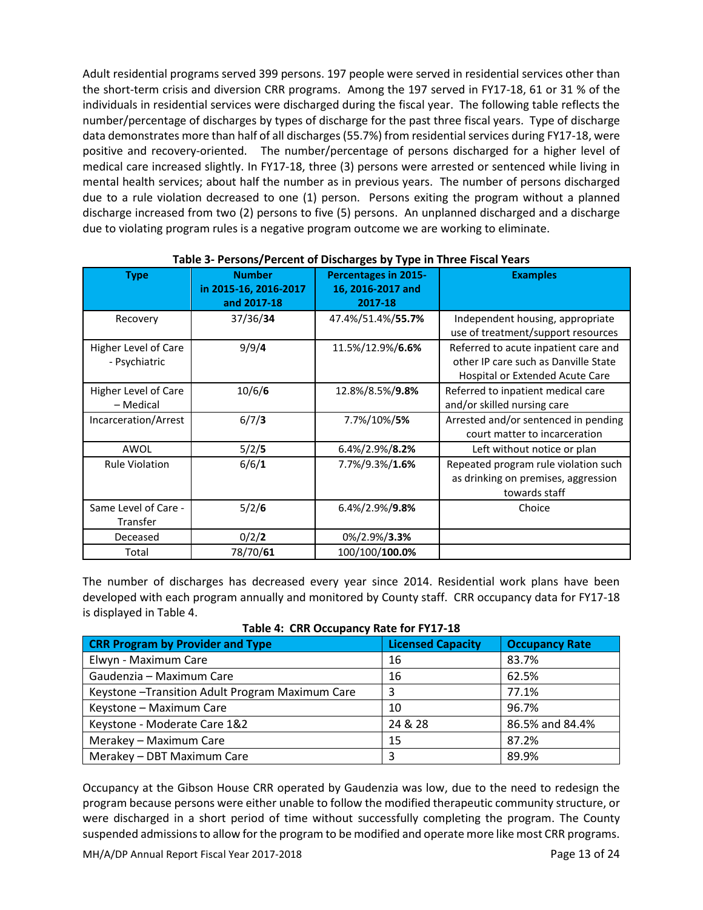Adult residential programs served 399 persons. 197 people were served in residential services other than the short-term crisis and diversion CRR programs. Among the 197 served in FY17-18, 61 or 31 % of the individuals in residential services were discharged during the fiscal year. The following table reflects the number/percentage of discharges by types of discharge for the past three fiscal years. Type of discharge data demonstrates more than half of all discharges (55.7%) from residential services during FY17-18, were positive and recovery-oriented. The number/percentage of persons discharged for a higher level of medical care increased slightly. In FY17-18, three (3) persons were arrested or sentenced while living in mental health services; about half the number as in previous years. The number of persons discharged due to a rule violation decreased to one (1) person. Persons exiting the program without a planned discharge increased from two (2) persons to five (5) persons. An unplanned discharged and a discharge due to violating program rules is a negative program outcome we are working to eliminate.

**Table 3- Persons/Percent of Discharges by Type in Three Fiscal Years**

| Type | Number in 2015-16, 2016-2017 and 2017-18 | Percentages in 2015-16, 2016-2017 and 2017-18 | Examples |
|---|---|---|---|
| Recovery | 37/36/**34** | 47.4%/51.4%/**55.7%** | Independent housing, appropriate use of treatment/support resources |
| Higher Level of Care - Psychiatric | 9/9/**4** | 11.5%/12.9%/**6.6%** | Referred to acute inpatient care and other IP care such as Danville State Hospital or Extended Acute Care |
| Higher Level of Care – Medical | 10/6/**6** | 12.8%/8.5%/**9.8%** | Referred to inpatient medical care and/or skilled nursing care |
| Incarceration/Arrest | 6/7/**3** | 7.7%/10%/**5%** | Arrested and/or sentenced in pending court matter to incarceration |
| AWOL | 5/2/**5** | 6.4%/2.9%/**8.2%** | Left without notice or plan |
| Rule Violation | 6/6/**1** | 7.7%/9.3%/**1.6%** | Repeated program rule violation such as drinking on premises, aggression towards staff |
| Same Level of Care - Transfer | 5/2/**6** | 6.4%/2.9%/**9.8%** | Choice |
| Deceased | 0/2/**2** | 0%/2.9%/**3.3%** | |
| Total | 78/70/**61** | 100/100/**100.0%** | |

The number of discharges has decreased every year since 2014. Residential work plans have been developed with each program annually and monitored by County staff. CRR occupancy data for FY17-18 is displayed in Table 4.

**Table 4: CRR Occupancy Rate for FY17-18**

| CRR Program by Provider and Type | Licensed Capacity | Occupancy Rate |
|---|---|---|
| Elwyn - Maximum Care | 16 | 83.7% |
| Gaudenzia – Maximum Care | 16 | 62.5% |
| Keystone –Transition Adult Program Maximum Care | 3 | 77.1% |
| Keystone – Maximum Care | 10 | 96.7% |
| Keystone - Moderate Care 1&2 | 24 & 28 | 86.5% and 84.4% |
| Merakey – Maximum Care | 15 | 87.2% |
| Merakey – DBT Maximum Care | 3 | 89.9% |

Occupancy at the Gibson House CRR operated by Gaudenzia was low, due to the need to redesign the program because persons were either unable to follow the modified therapeutic community structure, or were discharged in a short period of time without successfully completing the program. The County suspended admissions to allow for the program to be modified and operate more like most CRR programs.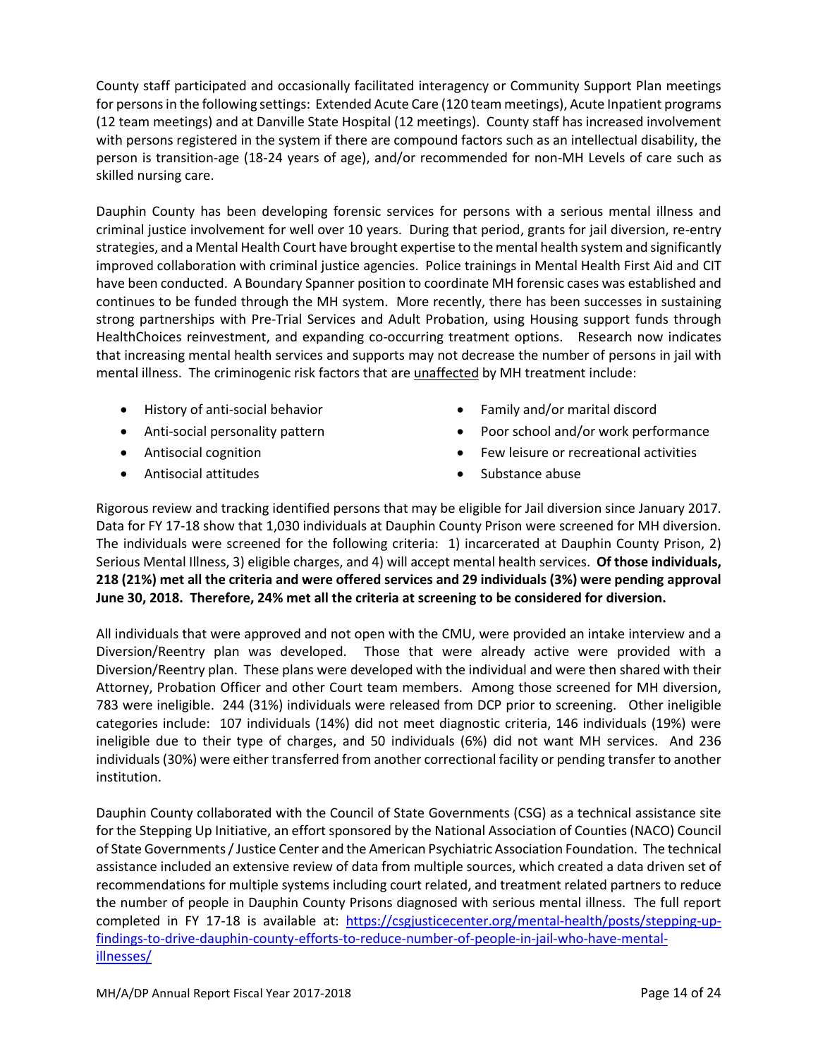County staff participated and occasionally facilitated interagency or Community Support Plan meetings for persons in the following settings: Extended Acute Care (120 team meetings), Acute Inpatient programs (12 team meetings) and at Danville State Hospital (12 meetings). County staff has increased involvement with persons registered in the system if there are compound factors such as an intellectual disability, the person is transition-age (18-24 years of age), and/or recommended for non-MH Levels of care such as skilled nursing care.

Dauphin County has been developing forensic services for persons with a serious mental illness and criminal justice involvement for well over 10 years. During that period, grants for jail diversion, re-entry strategies, and a Mental Health Court have brought expertise to the mental health system and significantly improved collaboration with criminal justice agencies. Police trainings in Mental Health First Aid and CIT have been conducted. A Boundary Spanner position to coordinate MH forensic cases was established and continues to be funded through the MH system. More recently, there has been successes in sustaining strong partnerships with Pre-Trial Services and Adult Probation, using Housing support funds through HealthChoices reinvestment, and expanding co-occurring treatment options. Research now indicates that increasing mental health services and supports may not decrease the number of persons in jail with mental illness. The criminogenic risk factors that are <u>unaffected</u> by MH treatment include:

- History of anti-social behavior
- Anti-social personality pattern
- Antisocial cognition
- Antisocial attitudes
- Family and/or marital discord
- Poor school and/or work performance
- Few leisure or recreational activities
- Substance abuse

Rigorous review and tracking identified persons that may be eligible for Jail diversion since January 2017. Data for FY 17-18 show that 1,030 individuals at Dauphin County Prison were screened for MH diversion. The individuals were screened for the following criteria: 1) incarcerated at Dauphin County Prison, 2) Serious Mental Illness, 3) eligible charges, and 4) will accept mental health services. **Of those individuals, 218 (21%) met all the criteria and were offered services and 29 individuals (3%) were pending approval June 30, 2018. Therefore, 24% met all the criteria at screening to be considered for diversion.**

All individuals that were approved and not open with the CMU, were provided an intake interview and a Diversion/Reentry plan was developed. Those that were already active were provided with a Diversion/Reentry plan. These plans were developed with the individual and were then shared with their Attorney, Probation Officer and other Court team members. Among those screened for MH diversion, 783 were ineligible. 244 (31%) individuals were released from DCP prior to screening. Other ineligible categories include: 107 individuals (14%) did not meet diagnostic criteria, 146 individuals (19%) were ineligible due to their type of charges, and 50 individuals (6%) did not want MH services. And 236 individuals (30%) were either transferred from another correctional facility or pending transfer to another institution.

Dauphin County collaborated with the Council of State Governments (CSG) as a technical assistance site for the Stepping Up Initiative, an effort sponsored by the National Association of Counties (NACO) Council of State Governments / Justice Center and the American Psychiatric Association Foundation. The technical assistance included an extensive review of data from multiple sources, which created a data driven set of recommendations for multiple systems including court related, and treatment related partners to reduce the number of people in Dauphin County Prisons diagnosed with serious mental illness. The full report completed in FY 17-18 is available at: [https://csgjusticecenter.org/mental-health/posts/stepping-up-findings-to-drive-dauphin-county-efforts-to-reduce-number-of-people-in-jail-who-have-mental-illnesses/](https://csgjusticecenter.org/mental-health/posts/stepping-up-findings-to-drive-dauphin-county-efforts-to-reduce-number-of-people-in-jail-who-have-mental-illnesses/)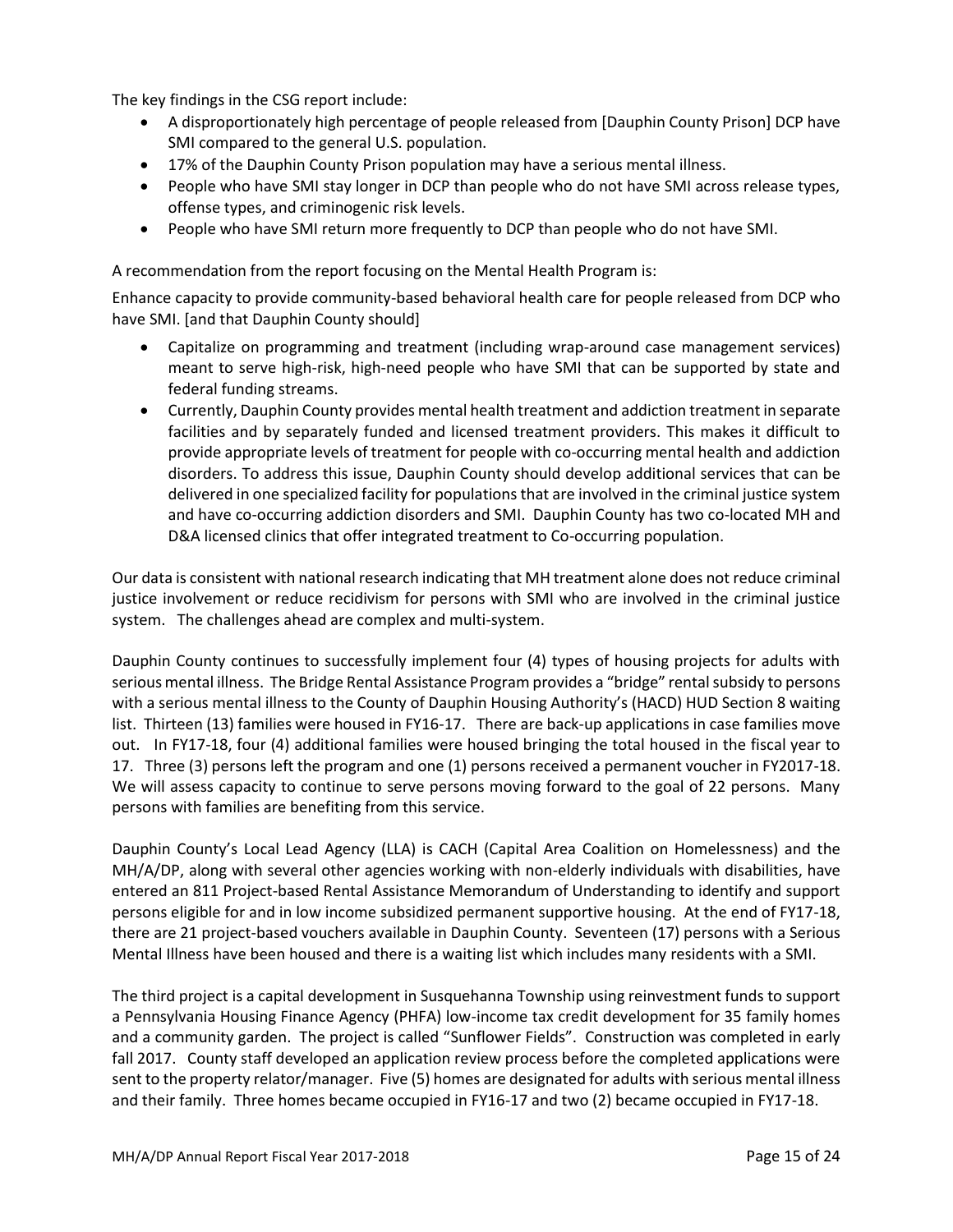The key findings in the CSG report include:

- A disproportionately high percentage of people released from [Dauphin County Prison] DCP have SMI compared to the general U.S. population.
- 17% of the Dauphin County Prison population may have a serious mental illness.
- People who have SMI stay longer in DCP than people who do not have SMI across release types, offense types, and criminogenic risk levels.
- People who have SMI return more frequently to DCP than people who do not have SMI.

A recommendation from the report focusing on the Mental Health Program is:

Enhance capacity to provide community-based behavioral health care for people released from DCP who have SMI. [and that Dauphin County should]

- Capitalize on programming and treatment (including wrap-around case management services) meant to serve high-risk, high-need people who have SMI that can be supported by state and federal funding streams.
- Currently, Dauphin County provides mental health treatment and addiction treatment in separate facilities and by separately funded and licensed treatment providers. This makes it difficult to provide appropriate levels of treatment for people with co-occurring mental health and addiction disorders. To address this issue, Dauphin County should develop additional services that can be delivered in one specialized facility for populations that are involved in the criminal justice system and have co-occurring addiction disorders and SMI. Dauphin County has two co-located MH and D&A licensed clinics that offer integrated treatment to Co-occurring population.

Our data is consistent with national research indicating that MH treatment alone does not reduce criminal justice involvement or reduce recidivism for persons with SMI who are involved in the criminal justice system. The challenges ahead are complex and multi-system.

Dauphin County continues to successfully implement four (4) types of housing projects for adults with serious mental illness. The Bridge Rental Assistance Program provides a "bridge" rental subsidy to persons with a serious mental illness to the County of Dauphin Housing Authority's (HACD) HUD Section 8 waiting list. Thirteen (13) families were housed in FY16-17. There are back-up applications in case families move out. In FY17-18, four (4) additional families were housed bringing the total housed in the fiscal year to 17. Three (3) persons left the program and one (1) persons received a permanent voucher in FY2017-18. We will assess capacity to continue to serve persons moving forward to the goal of 22 persons. Many persons with families are benefiting from this service.

Dauphin County's Local Lead Agency (LLA) is CACH (Capital Area Coalition on Homelessness) and the MH/A/DP, along with several other agencies working with non-elderly individuals with disabilities, have entered an 811 Project-based Rental Assistance Memorandum of Understanding to identify and support persons eligible for and in low income subsidized permanent supportive housing. At the end of FY17-18, there are 21 project-based vouchers available in Dauphin County. Seventeen (17) persons with a Serious Mental Illness have been housed and there is a waiting list which includes many residents with a SMI.

The third project is a capital development in Susquehanna Township using reinvestment funds to support a Pennsylvania Housing Finance Agency (PHFA) low-income tax credit development for 35 family homes and a community garden. The project is called "Sunflower Fields". Construction was completed in early fall 2017. County staff developed an application review process before the completed applications were sent to the property relator/manager. Five (5) homes are designated for adults with serious mental illness and their family. Three homes became occupied in FY16-17 and two (2) became occupied in FY17-18.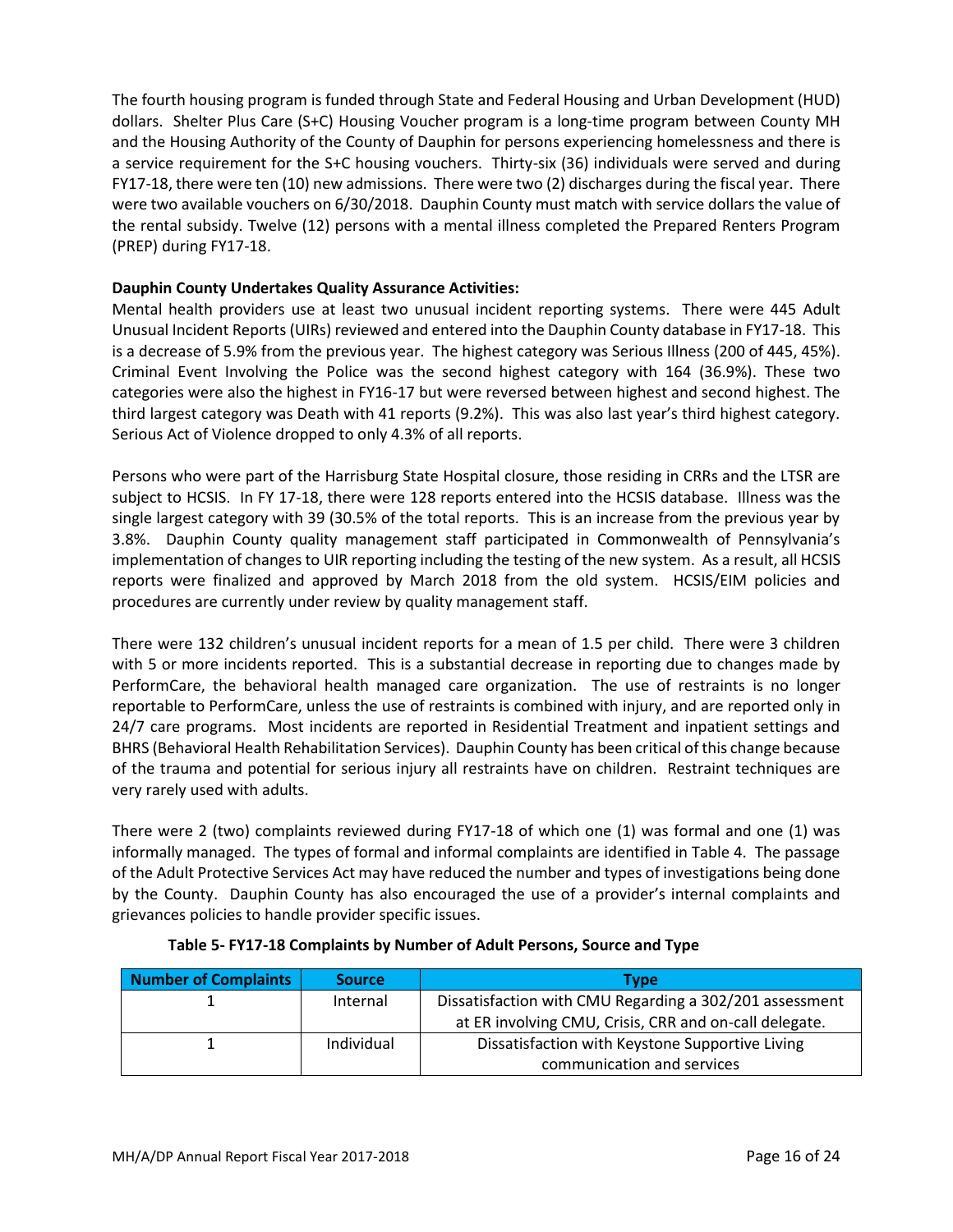The fourth housing program is funded through State and Federal Housing and Urban Development (HUD) dollars. Shelter Plus Care (S+C) Housing Voucher program is a long-time program between County MH and the Housing Authority of the County of Dauphin for persons experiencing homelessness and there is a service requirement for the S+C housing vouchers. Thirty-six (36) individuals were served and during FY17-18, there were ten (10) new admissions. There were two (2) discharges during the fiscal year. There were two available vouchers on 6/30/2018. Dauphin County must match with service dollars the value of the rental subsidy. Twelve (12) persons with a mental illness completed the Prepared Renters Program (PREP) during FY17-18.

**Dauphin County Undertakes Quality Assurance Activities:**
Mental health providers use at least two unusual incident reporting systems. There were 445 Adult Unusual Incident Reports (UIRs) reviewed and entered into the Dauphin County database in FY17-18. This is a decrease of 5.9% from the previous year. The highest category was Serious Illness (200 of 445, 45%). Criminal Event Involving the Police was the second highest category with 164 (36.9%). These two categories were also the highest in FY16-17 but were reversed between highest and second highest. The third largest category was Death with 41 reports (9.2%). This was also last year's third highest category. Serious Act of Violence dropped to only 4.3% of all reports.

Persons who were part of the Harrisburg State Hospital closure, those residing in CRRs and the LTSR are subject to HCSIS. In FY 17-18, there were 128 reports entered into the HCSIS database. Illness was the single largest category with 39 (30.5% of the total reports. This is an increase from the previous year by 3.8%. Dauphin County quality management staff participated in Commonwealth of Pennsylvania's implementation of changes to UIR reporting including the testing of the new system. As a result, all HCSIS reports were finalized and approved by March 2018 from the old system. HCSIS/EIM policies and procedures are currently under review by quality management staff.

There were 132 children's unusual incident reports for a mean of 1.5 per child. There were 3 children with 5 or more incidents reported. This is a substantial decrease in reporting due to changes made by PerformCare, the behavioral health managed care organization. The use of restraints is no longer reportable to PerformCare, unless the use of restraints is combined with injury, and are reported only in 24/7 care programs. Most incidents are reported in Residential Treatment and inpatient settings and BHRS (Behavioral Health Rehabilitation Services). Dauphin County has been critical of this change because of the trauma and potential for serious injury all restraints have on children. Restraint techniques are very rarely used with adults.

There were 2 (two) complaints reviewed during FY17-18 of which one (1) was formal and one (1) was informally managed. The types of formal and informal complaints are identified in Table 4. The passage of the Adult Protective Services Act may have reduced the number and types of investigations being done by the County. Dauphin County has also encouraged the use of a provider's internal complaints and grievances policies to handle provider specific issues.

**Table 5- FY17-18 Complaints by Number of Adult Persons, Source and Type**

| Number of Complaints | Source | Type |
|---|---|---|
| 1 | Internal | Dissatisfaction with CMU Regarding a 302/201 assessment at ER involving CMU, Crisis, CRR and on-call delegate. |
| 1 | Individual | Dissatisfaction with Keystone Supportive Living communication and services |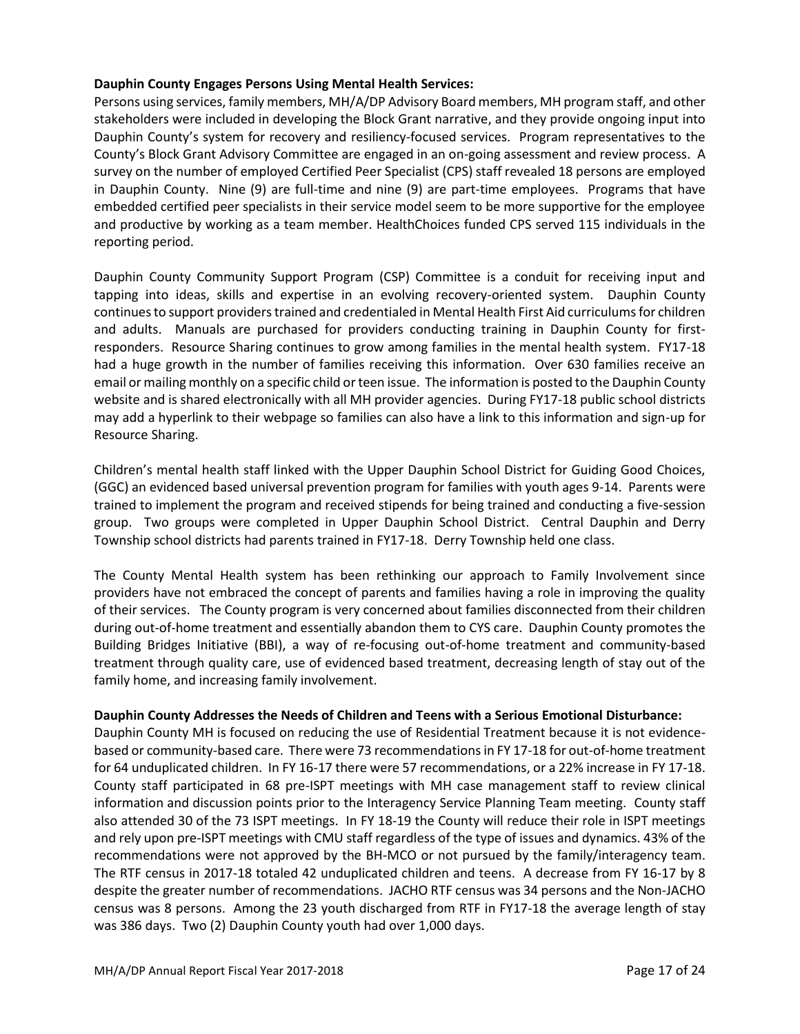**Dauphin County Engages Persons Using Mental Health Services:**
Persons using services, family members, MH/A/DP Advisory Board members, MH program staff, and other stakeholders were included in developing the Block Grant narrative, and they provide ongoing input into Dauphin County's system for recovery and resiliency-focused services. Program representatives to the County's Block Grant Advisory Committee are engaged in an on-going assessment and review process. A survey on the number of employed Certified Peer Specialist (CPS) staff revealed 18 persons are employed in Dauphin County. Nine (9) are full-time and nine (9) are part-time employees. Programs that have embedded certified peer specialists in their service model seem to be more supportive for the employee and productive by working as a team member. HealthChoices funded CPS served 115 individuals in the reporting period.

Dauphin County Community Support Program (CSP) Committee is a conduit for receiving input and tapping into ideas, skills and expertise in an evolving recovery-oriented system. Dauphin County continues to support providers trained and credentialed in Mental Health First Aid curriculums for children and adults. Manuals are purchased for providers conducting training in Dauphin County for first-responders. Resource Sharing continues to grow among families in the mental health system. FY17-18 had a huge growth in the number of families receiving this information. Over 630 families receive an email or mailing monthly on a specific child or teen issue. The information is posted to the Dauphin County website and is shared electronically with all MH provider agencies. During FY17-18 public school districts may add a hyperlink to their webpage so families can also have a link to this information and sign-up for Resource Sharing.

Children's mental health staff linked with the Upper Dauphin School District for Guiding Good Choices, (GGC) an evidenced based universal prevention program for families with youth ages 9-14. Parents were trained to implement the program and received stipends for being trained and conducting a five-session group. Two groups were completed in Upper Dauphin School District. Central Dauphin and Derry Township school districts had parents trained in FY17-18. Derry Township held one class.

The County Mental Health system has been rethinking our approach to Family Involvement since providers have not embraced the concept of parents and families having a role in improving the quality of their services. The County program is very concerned about families disconnected from their children during out-of-home treatment and essentially abandon them to CYS care. Dauphin County promotes the Building Bridges Initiative (BBI), a way of re-focusing out-of-home treatment and community-based treatment through quality care, use of evidenced based treatment, decreasing length of stay out of the family home, and increasing family involvement.

**Dauphin County Addresses the Needs of Children and Teens with a Serious Emotional Disturbance:**
Dauphin County MH is focused on reducing the use of Residential Treatment because it is not evidence-based or community-based care. There were 73 recommendations in FY 17-18 for out-of-home treatment for 64 unduplicated children. In FY 16-17 there were 57 recommendations, or a 22% increase in FY 17-18. County staff participated in 68 pre-ISPT meetings with MH case management staff to review clinical information and discussion points prior to the Interagency Service Planning Team meeting. County staff also attended 30 of the 73 ISPT meetings. In FY 18-19 the County will reduce their role in ISPT meetings and rely upon pre-ISPT meetings with CMU staff regardless of the type of issues and dynamics. 43% of the recommendations were not approved by the BH-MCO or not pursued by the family/interagency team. The RTF census in 2017-18 totaled 42 unduplicated children and teens. A decrease from FY 16-17 by 8 despite the greater number of recommendations. JACHO RTF census was 34 persons and the Non-JACHO census was 8 persons. Among the 23 youth discharged from RTF in FY17-18 the average length of stay was 386 days. Two (2) Dauphin County youth had over 1,000 days.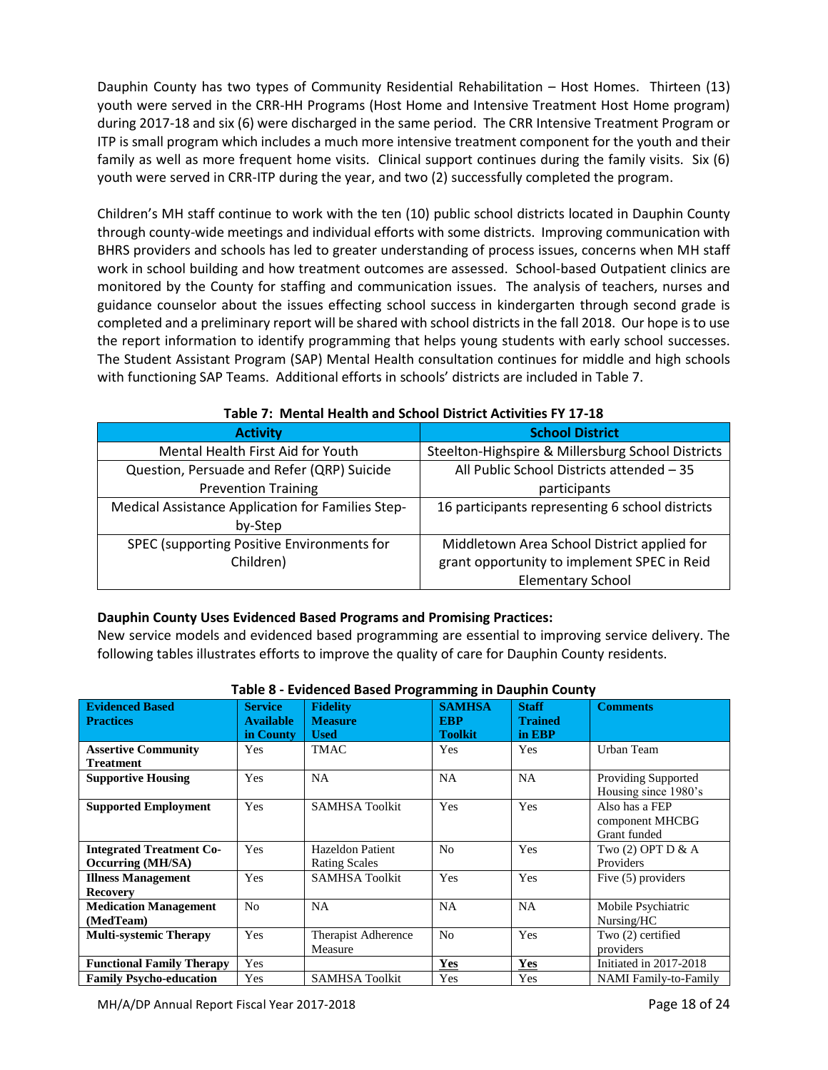Dauphin County has two types of Community Residential Rehabilitation – Host Homes. Thirteen (13) youth were served in the CRR-HH Programs (Host Home and Intensive Treatment Host Home program) during 2017-18 and six (6) were discharged in the same period. The CRR Intensive Treatment Program or ITP is small program which includes a much more intensive treatment component for the youth and their family as well as more frequent home visits. Clinical support continues during the family visits. Six (6) youth were served in CRR-ITP during the year, and two (2) successfully completed the program.

Children's MH staff continue to work with the ten (10) public school districts located in Dauphin County through county-wide meetings and individual efforts with some districts. Improving communication with BHRS providers and schools has led to greater understanding of process issues, concerns when MH staff work in school building and how treatment outcomes are assessed. School-based Outpatient clinics are monitored by the County for staffing and communication issues. The analysis of teachers, nurses and guidance counselor about the issues effecting school success in kindergarten through second grade is completed and a preliminary report will be shared with school districts in the fall 2018. Our hope is to use the report information to identify programming that helps young students with early school successes. The Student Assistant Program (SAP) Mental Health consultation continues for middle and high schools with functioning SAP Teams. Additional efforts in schools' districts are included in Table 7.

**Table 7: Mental Health and School District Activities FY 17-18**

| Activity | School District |
|---|---|
| Mental Health First Aid for Youth | Steelton-Highspire & Millersburg School Districts |
| Question, Persuade and Refer (QRP) Suicide Prevention Training | All Public School Districts attended – 35 participants |
| Medical Assistance Application for Families Step-by-Step | 16 participants representing 6 school districts |
| SPEC (supporting Positive Environments for Children) | Middletown Area School District applied for grant opportunity to implement SPEC in Reid Elementary School |

**Dauphin County Uses Evidenced Based Programs and Promising Practices:**

New service models and evidenced based programming are essential to improving service delivery. The following tables illustrates efforts to improve the quality of care for Dauphin County residents.

**Table 8 - Evidenced Based Programming in Dauphin County**

| Evidenced Based Practices | Service Available in County | Fidelity Measure Used | SAMHSA EBP Toolkit | Staff Trained in EBP | Comments |
|---|---|---|---|---|---|
| **Assertive Community Treatment** | Yes | TMAC | Yes | Yes | Urban Team |
| **Supportive Housing** | Yes | NA | NA | NA | Providing Supported Housing since 1980's |
| **Supported Employment** | Yes | SAMHSA Toolkit | Yes | Yes | Also has a FEP component MHCBG Grant funded |
| **Integrated Treatment Co-Occurring (MH/SA)** | Yes | Hazeldon Patient Rating Scales | No | Yes | Two (2) OPT D & A Providers |
| **Illness Management Recovery** | Yes | SAMHSA Toolkit | Yes | Yes | Five (5) providers |
| **Medication Management (MedTeam)** | No | NA | NA | NA | Mobile Psychiatric Nursing/HC |
| **Multi-systemic Therapy** | Yes | Therapist Adherence Measure | No | Yes | Two (2) certified providers |
| **Functional Family Therapy** | Yes | | **Yes** | **Yes** | Initiated in 2017-2018 |
| **Family Psycho-education** | Yes | SAMHSA Toolkit | Yes | Yes | NAMI Family-to-Family |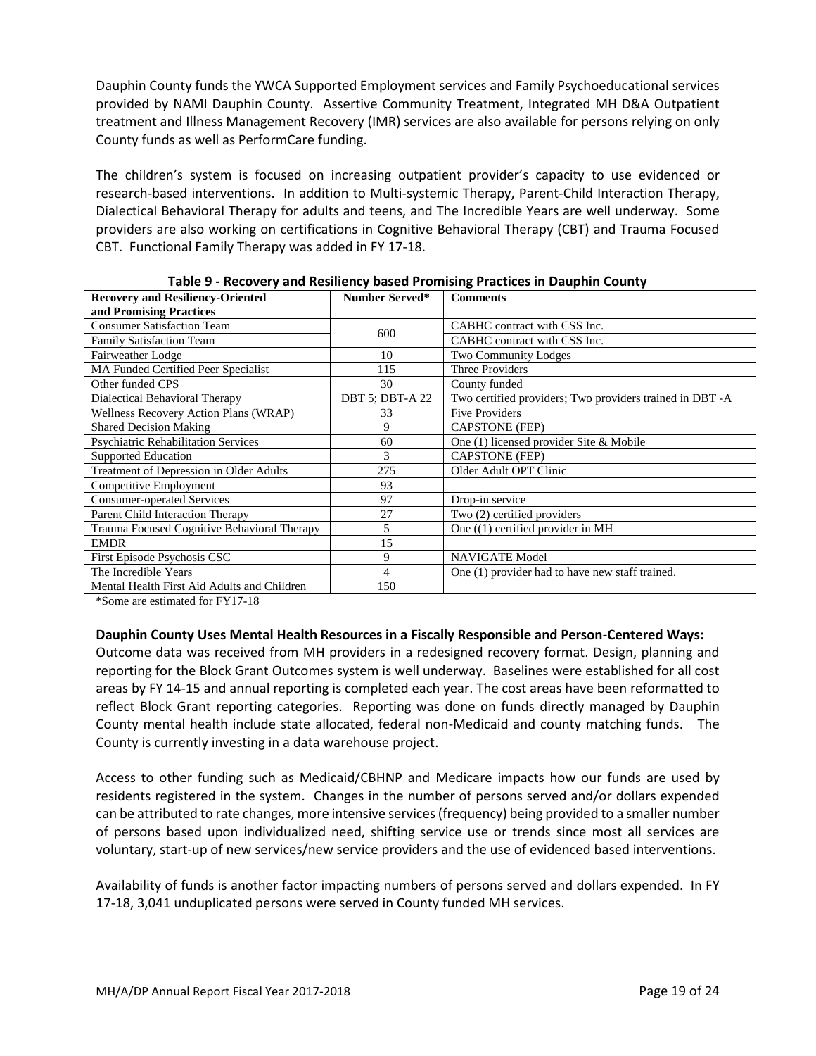Dauphin County funds the YWCA Supported Employment services and Family Psychoeducational services provided by NAMI Dauphin County. Assertive Community Treatment, Integrated MH D&A Outpatient treatment and Illness Management Recovery (IMR) services are also available for persons relying on only County funds as well as PerformCare funding.

The children's system is focused on increasing outpatient provider's capacity to use evidenced or research-based interventions. In addition to Multi-systemic Therapy, Parent-Child Interaction Therapy, Dialectical Behavioral Therapy for adults and teens, and The Incredible Years are well underway. Some providers are also working on certifications in Cognitive Behavioral Therapy (CBT) and Trauma Focused CBT. Functional Family Therapy was added in FY 17-18.

**Table 9 - Recovery and Resiliency based Promising Practices in Dauphin County**

| Recovery and Resiliency-Oriented and Promising Practices | Number Served* | Comments |
|---|---|---|
| Consumer Satisfaction Team | 600 | CABHC contract with CSS Inc. |
| Family Satisfaction Team | | CABHC contract with CSS Inc. |
| Fairweather Lodge | 10 | Two Community Lodges |
| MA Funded Certified Peer Specialist | 115 | Three Providers |
| Other funded CPS | 30 | County funded |
| Dialectical Behavioral Therapy | DBT 5; DBT-A 22 | Two certified providers; Two providers trained in DBT -A |
| Wellness Recovery Action Plans (WRAP) | 33 | Five Providers |
| Shared Decision Making | 9 | CAPSTONE (FEP) |
| Psychiatric Rehabilitation Services | 60 | One (1) licensed provider Site & Mobile |
| Supported Education | 3 | CAPSTONE (FEP) |
| Treatment of Depression in Older Adults | 275 | Older Adult OPT Clinic |
| Competitive Employment | 93 | |
| Consumer-operated Services | 97 | Drop-in service |
| Parent Child Interaction Therapy | 27 | Two (2) certified providers |
| Trauma Focused Cognitive Behavioral Therapy | 5 | One ((1) certified provider in MH |
| EMDR | 15 | |
| First Episode Psychosis CSC | 9 | NAVIGATE Model |
| The Incredible Years | 4 | One (1) provider had to have new staff trained. |
| Mental Health First Aid Adults and Children | 150 | |

*Some are estimated for FY17-18

**Dauphin County Uses Mental Health Resources in a Fiscally Responsible and Person-Centered Ways:**
Outcome data was received from MH providers in a redesigned recovery format. Design, planning and reporting for the Block Grant Outcomes system is well underway. Baselines were established for all cost areas by FY 14-15 and annual reporting is completed each year. The cost areas have been reformatted to reflect Block Grant reporting categories. Reporting was done on funds directly managed by Dauphin County mental health include state allocated, federal non-Medicaid and county matching funds. The County is currently investing in a data warehouse project.

Access to other funding such as Medicaid/CBHNP and Medicare impacts how our funds are used by residents registered in the system. Changes in the number of persons served and/or dollars expended can be attributed to rate changes, more intensive services (frequency) being provided to a smaller number of persons based upon individualized need, shifting service use or trends since most all services are voluntary, start-up of new services/new service providers and the use of evidenced based interventions.

Availability of funds is another factor impacting numbers of persons served and dollars expended. In FY 17-18, 3,041 unduplicated persons were served in County funded MH services.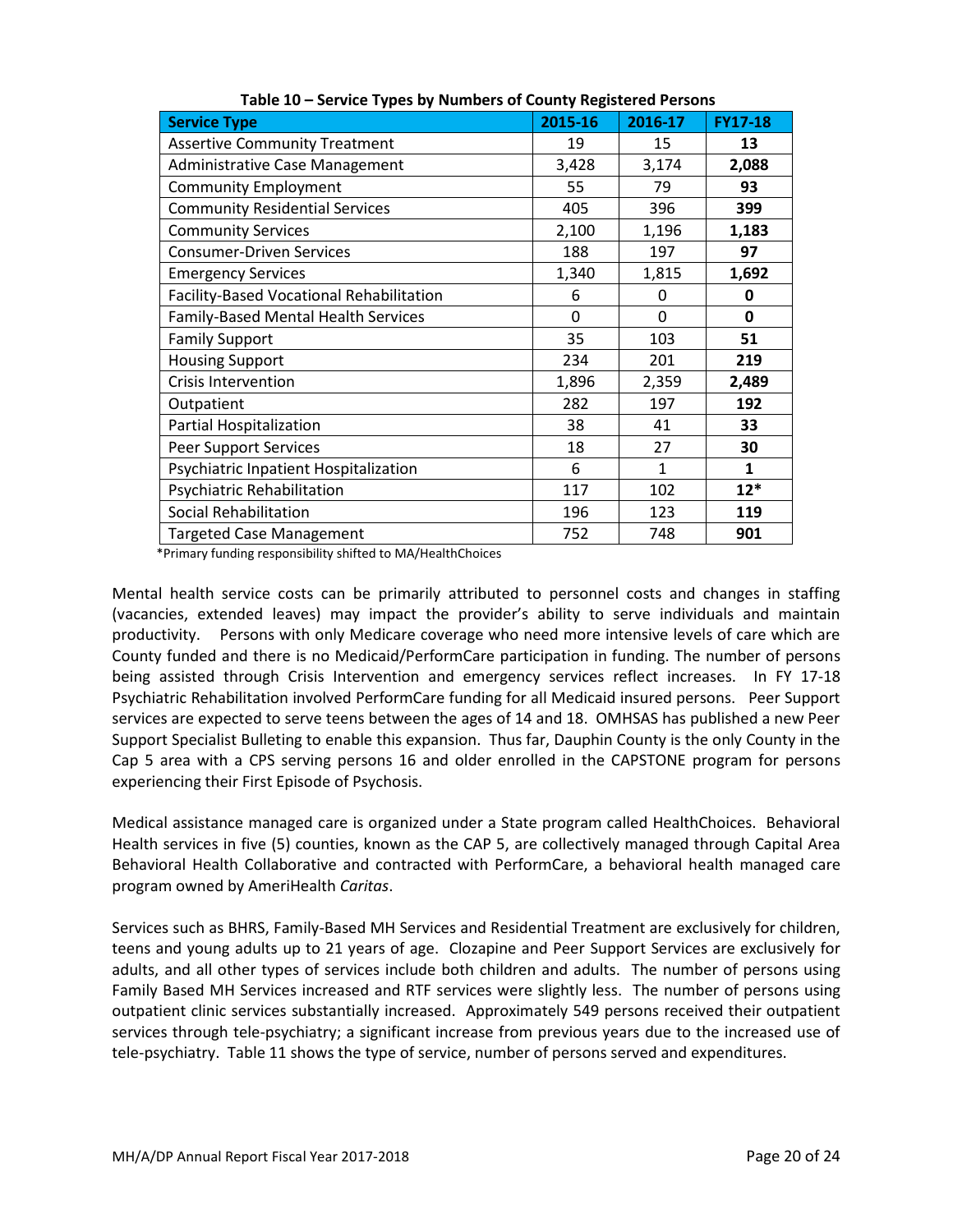**Table 10 – Service Types by Numbers of County Registered Persons**

| Service Type | 2015-16 | 2016-17 | FY17-18 |
|---|---|---|---|
| Assertive Community Treatment | 19 | 15 | **13** |
| Administrative Case Management | 3,428 | 3,174 | **2,088** |
| Community Employment | 55 | 79 | **93** |
| Community Residential Services | 405 | 396 | **399** |
| Community Services | 2,100 | 1,196 | **1,183** |
| Consumer-Driven Services | 188 | 197 | **97** |
| Emergency Services | 1,340 | 1,815 | **1,692** |
| Facility-Based Vocational Rehabilitation | 6 | 0 | **0** |
| Family-Based Mental Health Services | 0 | 0 | **0** |
| Family Support | 35 | 103 | **51** |
| Housing Support | 234 | 201 | **219** |
| Crisis Intervention | 1,896 | 2,359 | **2,489** |
| Outpatient | 282 | 197 | **192** |
| Partial Hospitalization | 38 | 41 | **33** |
| Peer Support Services | 18 | 27 | **30** |
| Psychiatric Inpatient Hospitalization | 6 | 1 | **1** |
| Psychiatric Rehabilitation | 117 | 102 | **12*** |
| Social Rehabilitation | 196 | 123 | **119** |
| Targeted Case Management | 752 | 748 | **901** |

*Primary funding responsibility shifted to MA/HealthChoices

Mental health service costs can be primarily attributed to personnel costs and changes in staffing (vacancies, extended leaves) may impact the provider's ability to serve individuals and maintain productivity. Persons with only Medicare coverage who need more intensive levels of care which are County funded and there is no Medicaid/PerformCare participation in funding. The number of persons being assisted through Crisis Intervention and emergency services reflect increases. In FY 17-18 Psychiatric Rehabilitation involved PerformCare funding for all Medicaid insured persons. Peer Support services are expected to serve teens between the ages of 14 and 18. OMHSAS has published a new Peer Support Specialist Bulleting to enable this expansion. Thus far, Dauphin County is the only County in the Cap 5 area with a CPS serving persons 16 and older enrolled in the CAPSTONE program for persons experiencing their First Episode of Psychosis.

Medical assistance managed care is organized under a State program called HealthChoices. Behavioral Health services in five (5) counties, known as the CAP 5, are collectively managed through Capital Area Behavioral Health Collaborative and contracted with PerformCare, a behavioral health managed care program owned by AmeriHealth *Caritas*.

Services such as BHRS, Family-Based MH Services and Residential Treatment are exclusively for children, teens and young adults up to 21 years of age. Clozapine and Peer Support Services are exclusively for adults, and all other types of services include both children and adults. The number of persons using Family Based MH Services increased and RTF services were slightly less. The number of persons using outpatient clinic services substantially increased. Approximately 549 persons received their outpatient services through tele-psychiatry; a significant increase from previous years due to the increased use of tele-psychiatry. Table 11 shows the type of service, number of persons served and expenditures.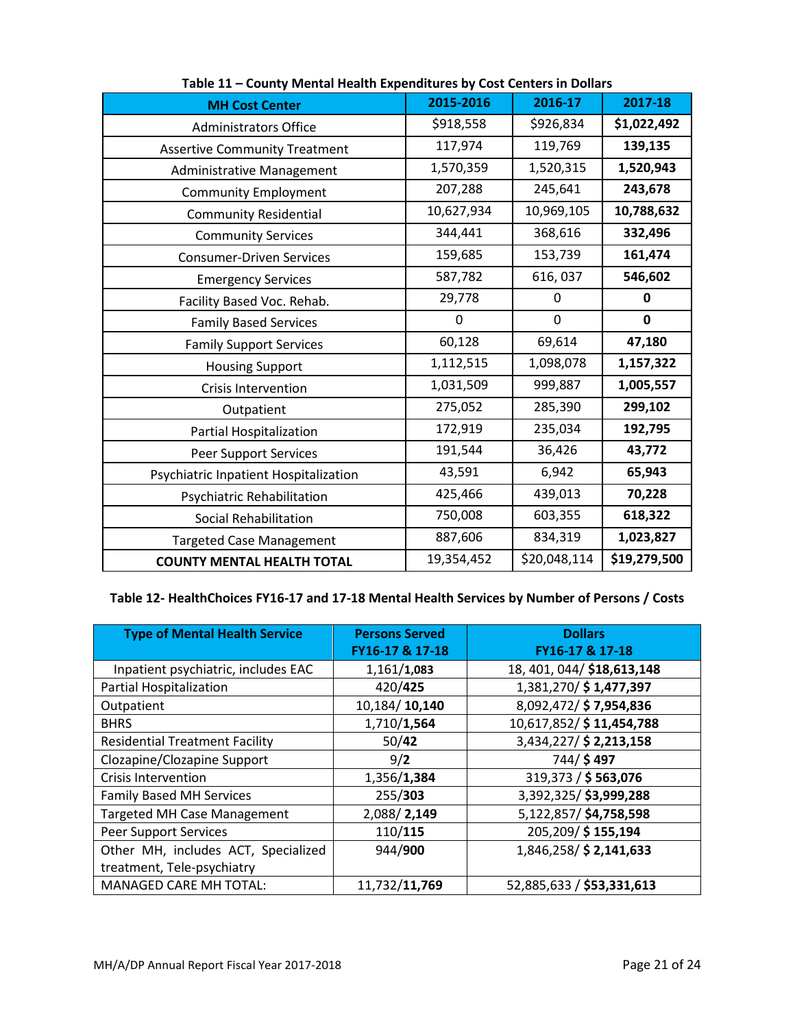**Table 11 – County Mental Health Expenditures by Cost Centers in Dollars**

| MH Cost Center | 2015-2016 | 2016-17 | 2017-18 |
|---|---|---|---|
| Administrators Office | $918,558 | $926,834 | **$1,022,492** |
| Assertive Community Treatment | 117,974 | 119,769 | **139,135** |
| Administrative Management | 1,570,359 | 1,520,315 | **1,520,943** |
| Community Employment | 207,288 | 245,641 | **243,678** |
| Community Residential | 10,627,934 | 10,969,105 | **10,788,632** |
| Community Services | 344,441 | 368,616 | **332,496** |
| Consumer-Driven Services | 159,685 | 153,739 | **161,474** |
| Emergency Services | 587,782 | 616, 037 | **546,602** |
| Facility Based Voc. Rehab. | 29,778 | 0 | **0** |
| Family Based Services | 0 | 0 | **0** |
| Family Support Services | 60,128 | 69,614 | **47,180** |
| Housing Support | 1,112,515 | 1,098,078 | **1,157,322** |
| Crisis Intervention | 1,031,509 | 999,887 | **1,005,557** |
| Outpatient | 275,052 | 285,390 | **299,102** |
| Partial Hospitalization | 172,919 | 235,034 | **192,795** |
| Peer Support Services | 191,544 | 36,426 | **43,772** |
| Psychiatric Inpatient Hospitalization | 43,591 | 6,942 | **65,943** |
| Psychiatric Rehabilitation | 425,466 | 439,013 | **70,228** |
| Social Rehabilitation | 750,008 | 603,355 | **618,322** |
| Targeted Case Management | 887,606 | 834,319 | **1,023,827** |
| **COUNTY MENTAL HEALTH TOTAL** | 19,354,452 | $20,048,114 | **$19,279,500** |

**Table 12- HealthChoices FY16-17 and 17-18 Mental Health Services by Number of Persons / Costs**

| Type of Mental Health Service | Persons Served FY16-17 & 17-18 | Dollars FY16-17 & 17-18 |
|---|---|---|
| Inpatient psychiatric, includes EAC | 1,161/**1,083** | 18, 401, 044/ **$18,613,148** |
| Partial Hospitalization | 420/**425** | 1,381,270/ **$ 1,477,397** |
| Outpatient | 10,184/ **10,140** | 8,092,472/ **$ 7,954,836** |
| BHRS | 1,710/**1,564** | 10,617,852/ **$ 11,454,788** |
| Residential Treatment Facility | 50/**42** | 3,434,227/ **$ 2,213,158** |
| Clozapine/Clozapine Support | 9/**2** | 744/ **$ 497** |
| Crisis Intervention | 1,356/**1,384** | 319,373 / **$ 563,076** |
| Family Based MH Services | 255/**303** | 3,392,325/ **$3,999,288** |
| Targeted MH Case Management | 2,088/ **2,149** | 5,122,857/ **$4,758,598** |
| Peer Support Services | 110/**115** | 205,209/ **$ 155,194** |
| Other MH, includes ACT, Specialized treatment, Tele-psychiatry | 944/**900** | 1,846,258/ **$ 2,141,633** |
| MANAGED CARE MH TOTAL: | 11,732/**11,769** | 52,885,633 / **$53,331,613** |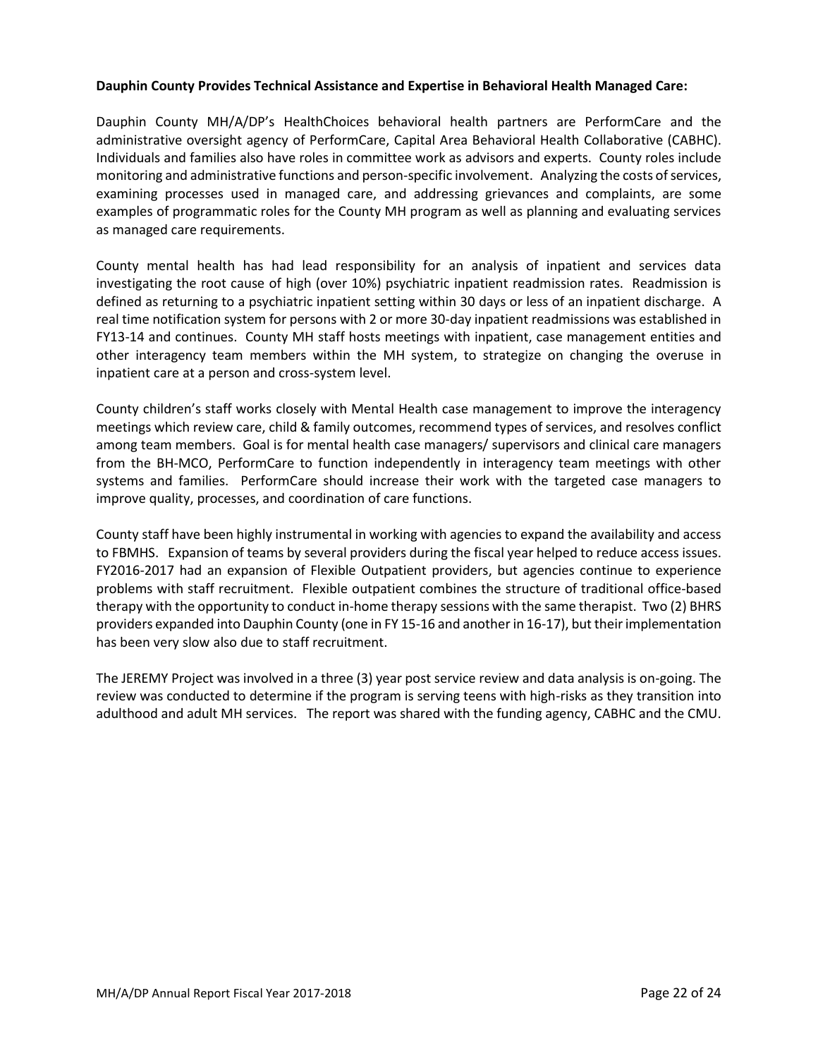**Dauphin County Provides Technical Assistance and Expertise in Behavioral Health Managed Care:**

Dauphin County MH/A/DP's HealthChoices behavioral health partners are PerformCare and the administrative oversight agency of PerformCare, Capital Area Behavioral Health Collaborative (CABHC). Individuals and families also have roles in committee work as advisors and experts. County roles include monitoring and administrative functions and person-specific involvement. Analyzing the costs of services, examining processes used in managed care, and addressing grievances and complaints, are some examples of programmatic roles for the County MH program as well as planning and evaluating services as managed care requirements.

County mental health has had lead responsibility for an analysis of inpatient and services data investigating the root cause of high (over 10%) psychiatric inpatient readmission rates. Readmission is defined as returning to a psychiatric inpatient setting within 30 days or less of an inpatient discharge. A real time notification system for persons with 2 or more 30-day inpatient readmissions was established in FY13-14 and continues. County MH staff hosts meetings with inpatient, case management entities and other interagency team members within the MH system, to strategize on changing the overuse in inpatient care at a person and cross-system level.

County children's staff works closely with Mental Health case management to improve the interagency meetings which review care, child & family outcomes, recommend types of services, and resolves conflict among team members. Goal is for mental health case managers/ supervisors and clinical care managers from the BH-MCO, PerformCare to function independently in interagency team meetings with other systems and families. PerformCare should increase their work with the targeted case managers to improve quality, processes, and coordination of care functions.

County staff have been highly instrumental in working with agencies to expand the availability and access to FBMHS. Expansion of teams by several providers during the fiscal year helped to reduce access issues. FY2016-2017 had an expansion of Flexible Outpatient providers, but agencies continue to experience problems with staff recruitment. Flexible outpatient combines the structure of traditional office-based therapy with the opportunity to conduct in-home therapy sessions with the same therapist. Two (2) BHRS providers expanded into Dauphin County (one in FY 15-16 and another in 16-17), but their implementation has been very slow also due to staff recruitment.

The JEREMY Project was involved in a three (3) year post service review and data analysis is on-going. The review was conducted to determine if the program is serving teens with high-risks as they transition into adulthood and adult MH services. The report was shared with the funding agency, CABHC and the CMU.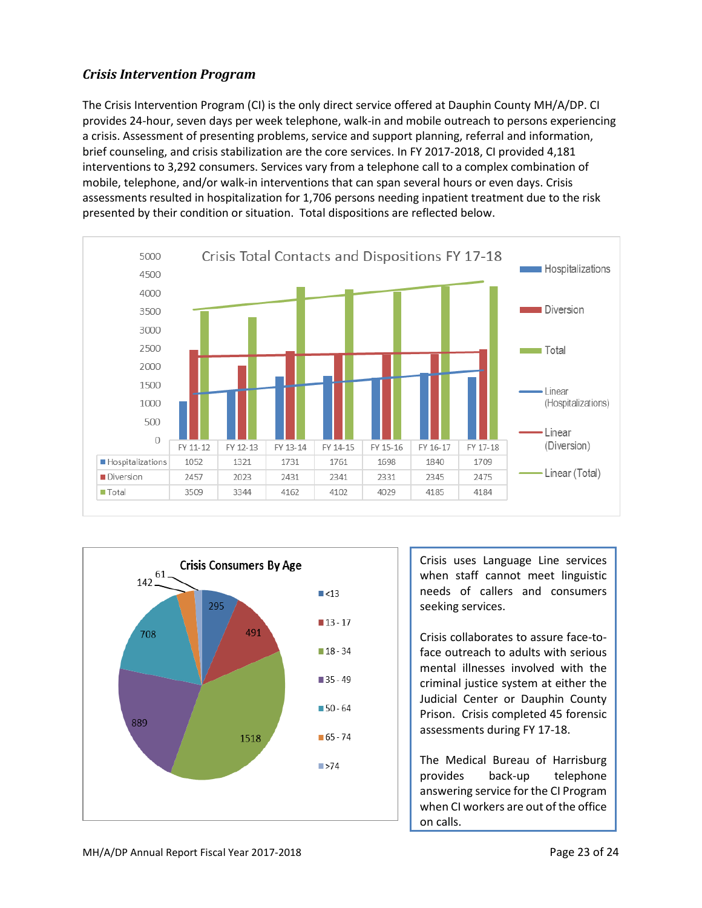### *Crisis Intervention Program*

The Crisis Intervention Program (CI) is the only direct service offered at Dauphin County MH/A/DP. CI provides 24-hour, seven days per week telephone, walk-in and mobile outreach to persons experiencing a crisis. Assessment of presenting problems, service and support planning, referral and information, brief counseling, and crisis stabilization are the core services. In FY 2017-2018, CI provided 4,181 interventions to 3,292 consumers. Services vary from a telephone call to a complex combination of mobile, telephone, and/or walk-in interventions that can span several hours or even days. Crisis assessments resulted in hospitalization for 1,706 persons needing inpatient treatment due to the risk presented by their condition or situation. Total dispositions are reflected below.

**Crisis Total Contacts and Dispositions FY 17-18**

| | FY 11-12 | FY 12-13 | FY 13-14 | FY 14-15 | FY 15-16 | FY 16-17 | FY 17-18 |
|---|---|---|---|---|---|---|---|
| Hospitalizations | 1052 | 1321 | 1731 | 1761 | 1698 | 1840 | 1709 |
| Diversion | 2457 | 2023 | 2431 | 2341 | 2331 | 2345 | 2475 |
| Total | 3509 | 3344 | 4162 | 4102 | 4029 | 4185 | 4184 |

**Crisis Consumers By Age**

| Age | Consumers |
|---|---|
| <13 | 295 |
| 13 - 17 | 491 |
| 18 - 34 | 1518 |
| 35 - 49 | 889 |
| 50 - 64 | 708 |
| 65 - 74 | 142 |
| >74 | 61 |

Crisis uses Language Line services when staff cannot meet linguistic needs of callers and consumers seeking services.

Crisis collaborates to assure face-to-face outreach to adults with serious mental illnesses involved with the criminal justice system at either the Judicial Center or Dauphin County Prison. Crisis completed 45 forensic assessments during FY 17-18.

The Medical Bureau of Harrisburg provides back-up telephone answering service for the CI Program when CI workers are out of the office on calls.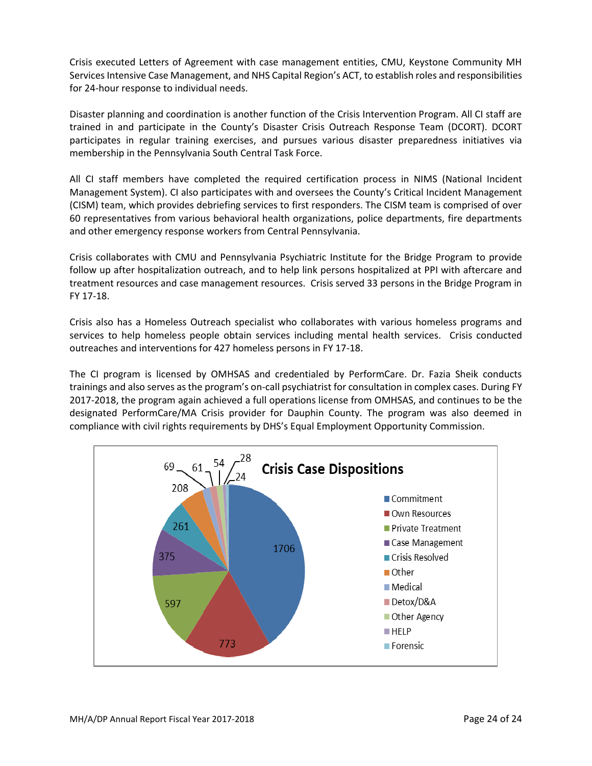Crisis executed Letters of Agreement with case management entities, CMU, Keystone Community MH Services Intensive Case Management, and NHS Capital Region's ACT, to establish roles and responsibilities for 24-hour response to individual needs.

Disaster planning and coordination is another function of the Crisis Intervention Program. All CI staff are trained in and participate in the County's Disaster Crisis Outreach Response Team (DCORT). DCORT participates in regular training exercises, and pursues various disaster preparedness initiatives via membership in the Pennsylvania South Central Task Force.

All CI staff members have completed the required certification process in NIMS (National Incident Management System). CI also participates with and oversees the County's Critical Incident Management (CISM) team, which provides debriefing services to first responders. The CISM team is comprised of over 60 representatives from various behavioral health organizations, police departments, fire departments and other emergency response workers from Central Pennsylvania.

Crisis collaborates with CMU and Pennsylvania Psychiatric Institute for the Bridge Program to provide follow up after hospitalization outreach, and to help link persons hospitalized at PPI with aftercare and treatment resources and case management resources. Crisis served 33 persons in the Bridge Program in FY 17-18.

Crisis also has a Homeless Outreach specialist who collaborates with various homeless programs and services to help homeless people obtain services including mental health services. Crisis conducted outreaches and interventions for 427 homeless persons in FY 17-18.

The CI program is licensed by OMHSAS and credentialed by PerformCare. Dr. Fazia Sheik conducts trainings and also serves as the program's on-call psychiatrist for consultation in complex cases. During FY 2017-2018, the program again achieved a full operations license from OMHSAS, and continues to be the designated PerformCare/MA Crisis provider for Dauphin County. The program was also deemed in compliance with civil rights requirements by DHS's Equal Employment Opportunity Commission.

**Crisis Case Dispositions**

1706
773
597
375
261
208
69
61
54
28
24

Commitment
Own Resources
Private Treatment
Case Management
Crisis Resolved
Other
Medical
Detox/D&A
Other Agency
HELP
Forensic